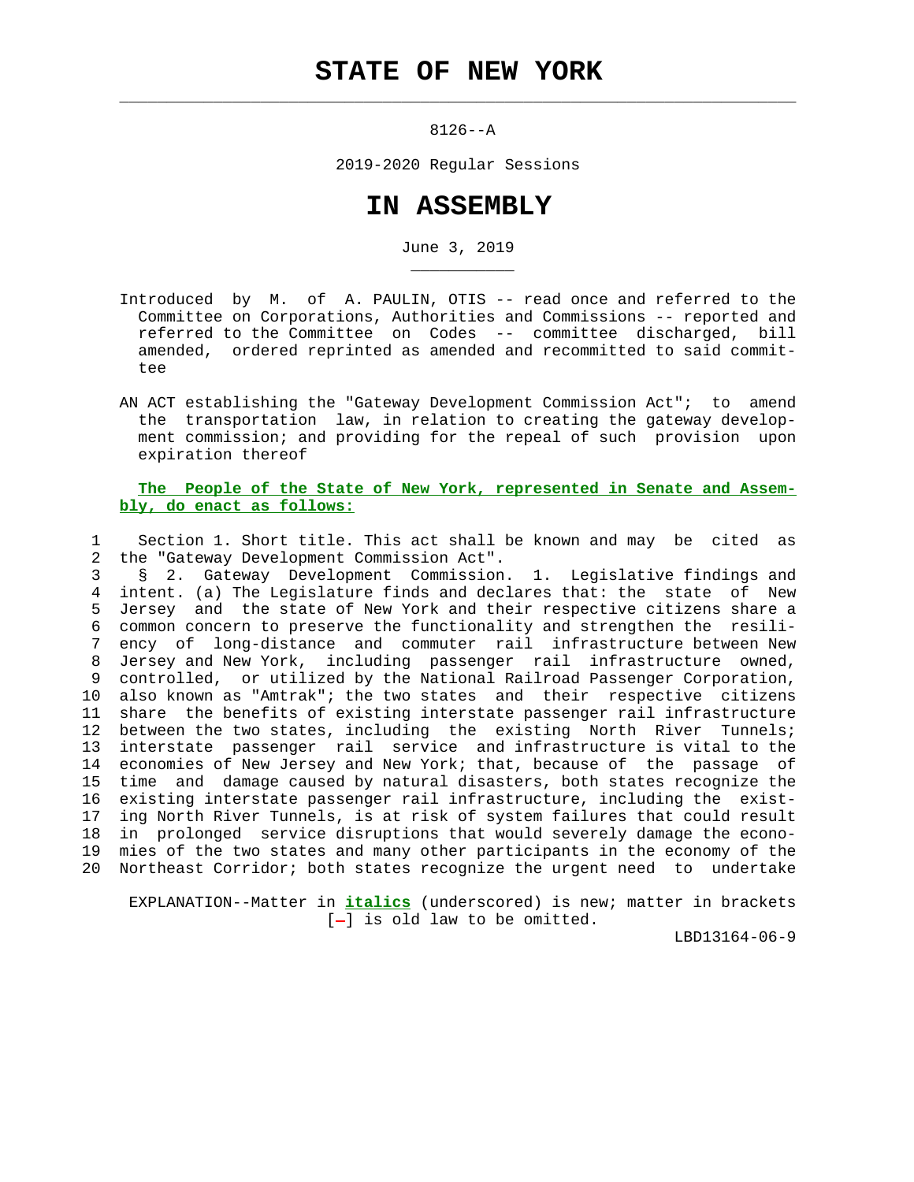# STATE OF NEW YORK

8126--A

2019-2020 Regular Sessions

# IN ASSEMBLY

June 3, 2019

Introduced by M. of A. PAULIN, OTIS -- read once and referred to the Committee on Corporations, Authorities and Commissions -- reported and referred to the Committee on Codes -- committee discharged, bill amended, ordered reprinted as amended and recommitted to said committee

AN ACT establishing the "Gateway Development Commission Act"; to amend the transportation law, in relation to creating the gateway development commission; and providing for the repeal of such provision upon expiration thereof

**The People of the State of New York, represented in Senate and Assembly, do enact as follows:**

Section 1. Short title. This act shall be known and may be cited as the "Gateway Development Commission Act".

§ 2. Gateway Development Commission. 1. Legislative findings and intent. (a) The Legislature finds and declares that: the state of New Jersey and the state of New York and their respective citizens share a common concern to preserve the functionality and strengthen the resiliency of long-distance and commuter rail infrastructure between New Jersey and New York, including passenger rail infrastructure owned, controlled, or utilized by the National Railroad Passenger Corporation, also known as "Amtrak"; the two states and their respective citizens share the benefits of existing interstate passenger rail infrastructure between the two states, including the existing North River Tunnels; interstate passenger rail service and infrastructure is vital to the economies of New Jersey and New York; that, because of the passage of time and damage caused by natural disasters, both states recognize the existing interstate passenger rail infrastructure, including the existing North River Tunnels, is at risk of system failures that could result in prolonged service disruptions that would severely damage the economies of the two states and many other participants in the economy of the Northeast Corridor; both states recognize the urgent need to undertake

EXPLANATION--Matter in *italics* (underscored) is new; matter in brackets [-] is old law to be omitted.

LBD13164-06-9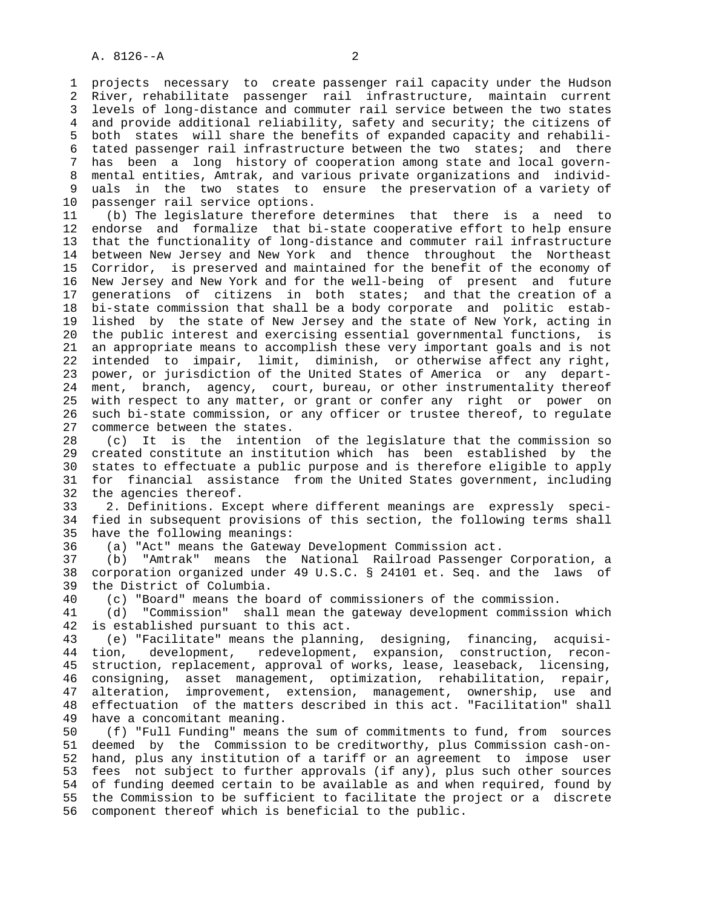projects necessary to create passenger rail capacity under the Hudson River, rehabilitate passenger rail infrastructure, maintain current levels of long-distance and commuter rail service between the two states and provide additional reliability, safety and security; the citizens of both states will share the benefits of expanded capacity and rehabilitated passenger rail infrastructure between the two states; and there has been a long history of cooperation among state and local governmental entities, Amtrak, and various private organizations and individuals in the two states to ensure the preservation of a variety of passenger rail service options.

(b) The legislature therefore determines that there is a need to endorse and formalize that bi-state cooperative effort to help ensure that the functionality of long-distance and commuter rail infrastructure between New Jersey and New York and thence throughout the Northeast Corridor, is preserved and maintained for the benefit of the economy of New Jersey and New York and for the well-being of present and future generations of citizens in both states; and that the creation of a bi-state commission that shall be a body corporate and politic established by the state of New Jersey and the state of New York, acting in the public interest and exercising essential governmental functions, is an appropriate means to accomplish these very important goals and is not intended to impair, limit, diminish, or otherwise affect any right, power, or jurisdiction of the United States of America or any department, branch, agency, court, bureau, or other instrumentality thereof with respect to any matter, or grant or confer any right or power on such bi-state commission, or any officer or trustee thereof, to regulate commerce between the states.

(c) It is the intention of the legislature that the commission so created constitute an institution which has been established by the states to effectuate a public purpose and is therefore eligible to apply for financial assistance from the United States government, including the agencies thereof.

2. Definitions. Except where different meanings are expressly specified in subsequent provisions of this section, the following terms shall have the following meanings:

(a) "Act" means the Gateway Development Commission act.

(b) "Amtrak" means the National Railroad Passenger Corporation, a corporation organized under 49 U.S.C. § 24101 et. Seq. and the laws of the District of Columbia.

(c) "Board" means the board of commissioners of the commission.

(d) "Commission" shall mean the gateway development commission which is established pursuant to this act.

(e) "Facilitate" means the planning, designing, financing, acquisition, development, redevelopment, expansion, construction, reconstruction, replacement, approval of works, lease, leaseback, licensing, consigning, asset management, optimization, rehabilitation, repair, alteration, improvement, extension, management, ownership, use and effectuation of the matters described in this act. "Facilitation" shall have a concomitant meaning.

(f) "Full Funding" means the sum of commitments to fund, from sources deemed by the Commission to be creditworthy, plus Commission cash-on-hand, plus any institution of a tariff or an agreement to impose user fees not subject to further approvals (if any), plus such other sources of funding deemed certain to be available as and when required, found by the Commission to be sufficient to facilitate the project or a discrete component thereof which is beneficial to the public.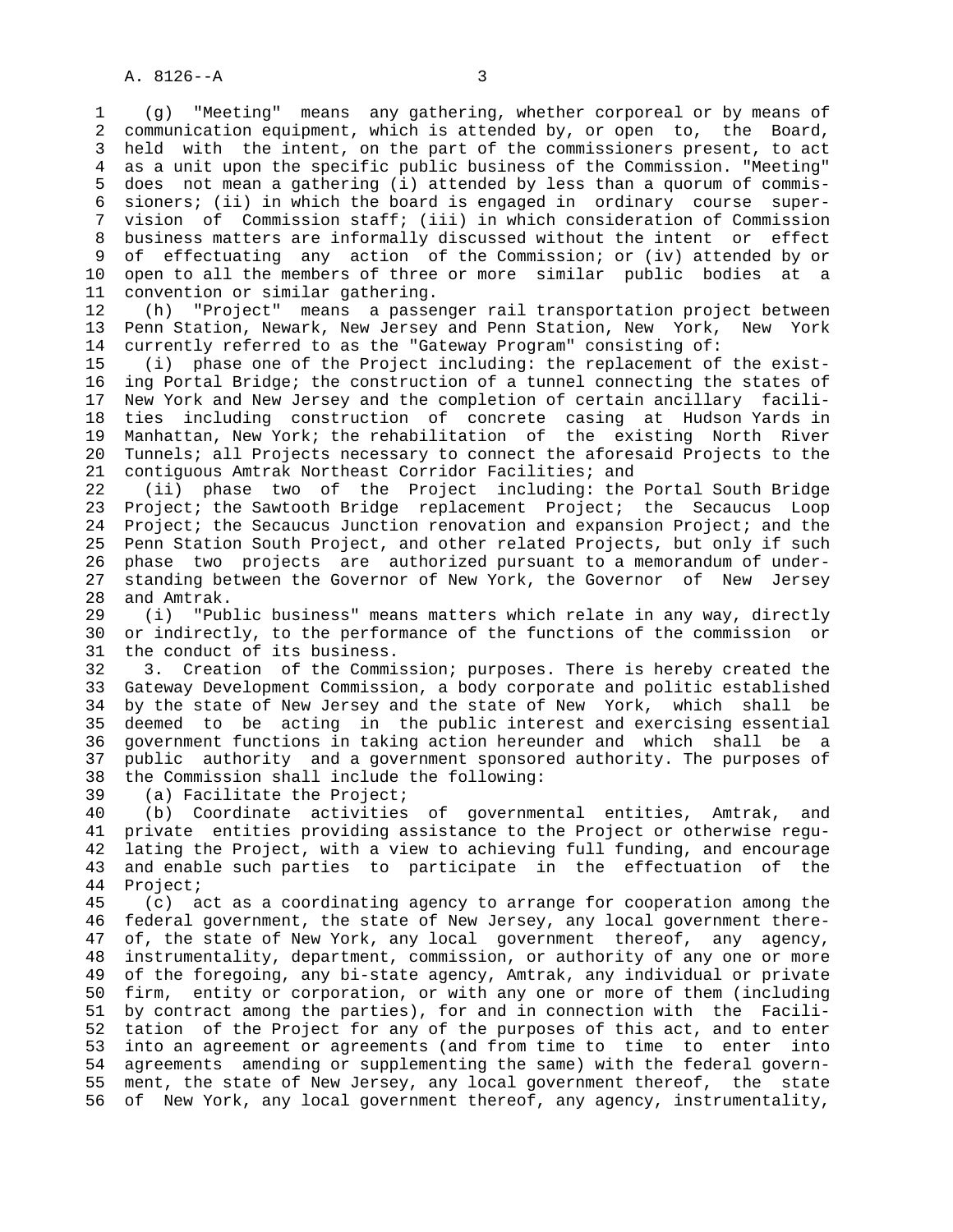(g) "Meeting" means any gathering, whether corporeal or by means of communication equipment, which is attended by, or open to, the Board, held with the intent, on the part of the commissioners present, to act as a unit upon the specific public business of the Commission. "Meeting" does not mean a gathering (i) attended by less than a quorum of commissioners; (ii) in which the board is engaged in ordinary course supervision of Commission staff; (iii) in which consideration of Commission business matters are informally discussed without the intent or effect of effectuating any action of the Commission; or (iv) attended by or open to all the members of three or more similar public bodies at a convention or similar gathering.

(h) "Project" means a passenger rail transportation project between Penn Station, Newark, New Jersey and Penn Station, New York, New York currently referred to as the "Gateway Program" consisting of:

(i) phase one of the Project including: the replacement of the existing Portal Bridge; the construction of a tunnel connecting the states of New York and New Jersey and the completion of certain ancillary facilities including construction of concrete casing at Hudson Yards in Manhattan, New York; the rehabilitation of the existing North River Tunnels; all Projects necessary to connect the aforesaid Projects to the contiguous Amtrak Northeast Corridor Facilities; and

(ii) phase two of the Project including: the Portal South Bridge Project; the Sawtooth Bridge replacement Project; the Secaucus Loop Project; the Secaucus Junction renovation and expansion Project; and the Penn Station South Project, and other related Projects, but only if such phase two projects are authorized pursuant to a memorandum of understanding between the Governor of New York, the Governor of New Jersey and Amtrak.

(i) "Public business" means matters which relate in any way, directly or indirectly, to the performance of the functions of the commission or the conduct of its business.

3. Creation of the Commission; purposes. There is hereby created the Gateway Development Commission, a body corporate and politic established by the state of New Jersey and the state of New York, which shall be deemed to be acting in the public interest and exercising essential government functions in taking action hereunder and which shall be a public authority and a government sponsored authority. The purposes of the Commission shall include the following:

(a) Facilitate the Project;

(b) Coordinate activities of governmental entities, Amtrak, and private entities providing assistance to the Project or otherwise regulating the Project, with a view to achieving full funding, and encourage and enable such parties to participate in the effectuation of the Project;

(c) act as a coordinating agency to arrange for cooperation among the federal government, the state of New Jersey, any local government thereof, the state of New York, any local government thereof, any agency, instrumentality, department, commission, or authority of any one or more of the foregoing, any bi-state agency, Amtrak, any individual or private firm, entity or corporation, or with any one or more of them (including by contract among the parties), for and in connection with the Facilitation of the Project for any of the purposes of this act, and to enter into an agreement or agreements (and from time to time to enter into agreements amending or supplementing the same) with the federal government, the state of New Jersey, any local government thereof, the state of New York, any local government thereof, any agency, instrumentality,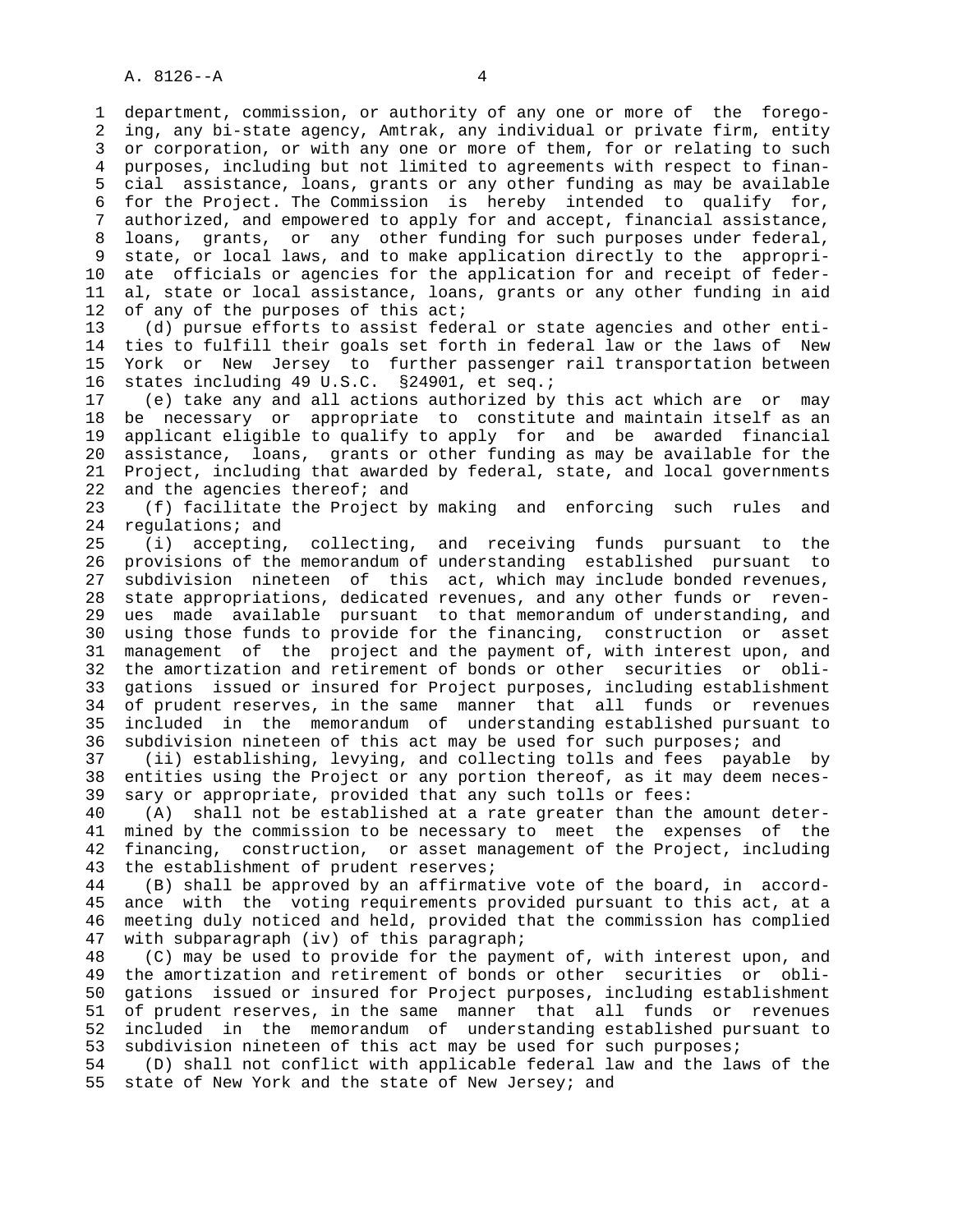department, commission, or authority of any one or more of the foregoing, any bi-state agency, Amtrak, any individual or private firm, entity or corporation, or with any one or more of them, for or relating to such purposes, including but not limited to agreements with respect to financial assistance, loans, grants or any other funding as may be available for the Project. The Commission is hereby intended to qualify for, authorized, and empowered to apply for and accept, financial assistance, loans, grants, or any other funding for such purposes under federal, state, or local laws, and to make application directly to the appropriate officials or agencies for the application for and receipt of federal, state or local assistance, loans, grants or any other funding in aid of any of the purposes of this act;

(d) pursue efforts to assist federal or state agencies and other entities to fulfill their goals set forth in federal law or the laws of New York or New Jersey to further passenger rail transportation between states including 49 U.S.C. §24901, et seq.;

(e) take any and all actions authorized by this act which are or may be necessary or appropriate to constitute and maintain itself as an applicant eligible to qualify to apply for and be awarded financial assistance, loans, grants or other funding as may be available for the Project, including that awarded by federal, state, and local governments and the agencies thereof; and

(f) facilitate the Project by making and enforcing such rules and regulations; and

(i) accepting, collecting, and receiving funds pursuant to the provisions of the memorandum of understanding established pursuant to subdivision nineteen of this act, which may include bonded revenues, state appropriations, dedicated revenues, and any other funds or revenues made available pursuant to that memorandum of understanding, and using those funds to provide for the financing, construction or asset management of the project and the payment of, with interest upon, and the amortization and retirement of bonds or other securities or obligations issued or insured for Project purposes, including establishment of prudent reserves, in the same manner that all funds or revenues included in the memorandum of understanding established pursuant to subdivision nineteen of this act may be used for such purposes; and

(ii) establishing, levying, and collecting tolls and fees payable by entities using the Project or any portion thereof, as it may deem necessary or appropriate, provided that any such tolls or fees:

(A) shall not be established at a rate greater than the amount determined by the commission to be necessary to meet the expenses of the financing, construction, or asset management of the Project, including the establishment of prudent reserves;

(B) shall be approved by an affirmative vote of the board, in accordance with the voting requirements provided pursuant to this act, at a meeting duly noticed and held, provided that the commission has complied with subparagraph (iv) of this paragraph;

(C) may be used to provide for the payment of, with interest upon, and the amortization and retirement of bonds or other securities or obligations issued or insured for Project purposes, including establishment of prudent reserves, in the same manner that all funds or revenues included in the memorandum of understanding established pursuant to subdivision nineteen of this act may be used for such purposes;

(D) shall not conflict with applicable federal law and the laws of the state of New York and the state of New Jersey; and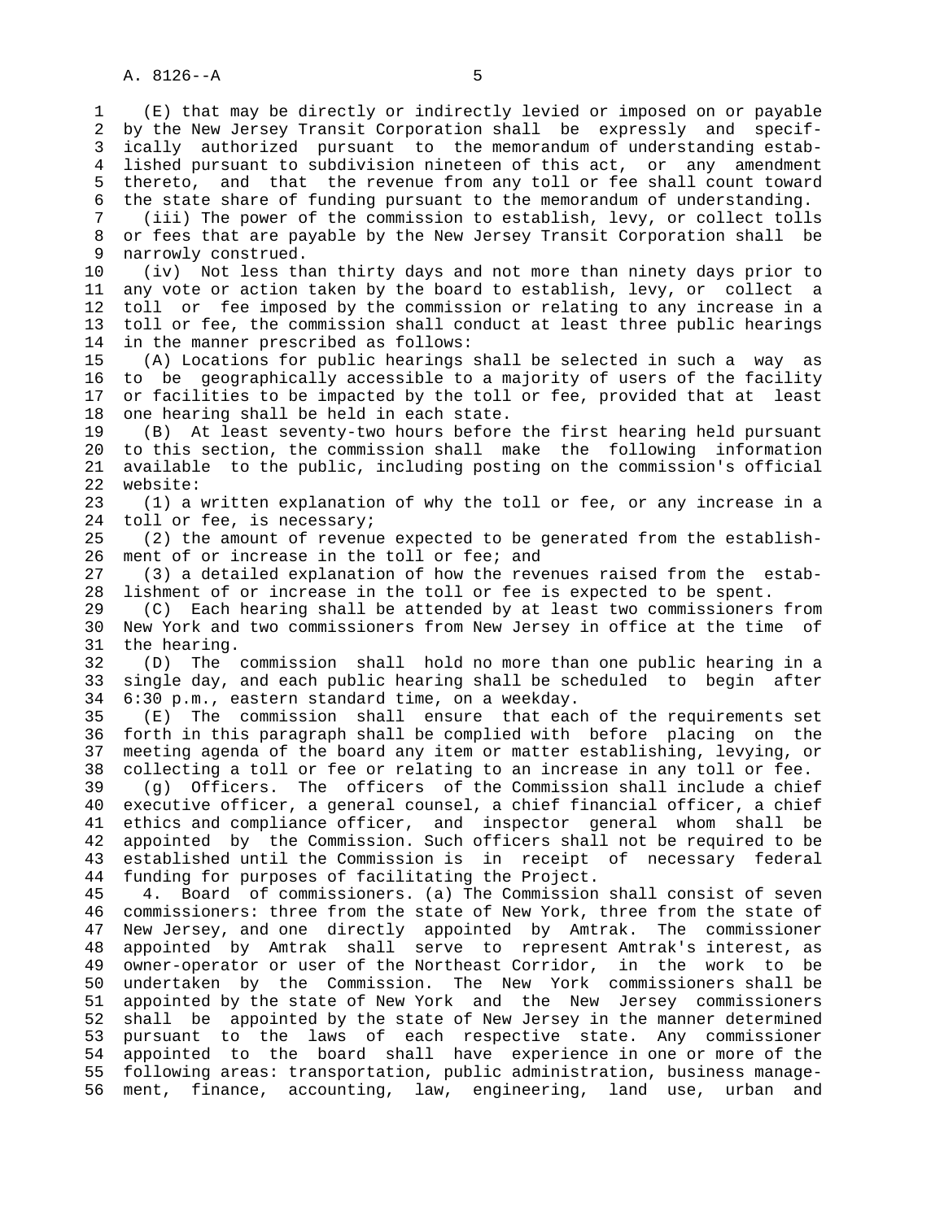(E) that may be directly or indirectly levied or imposed on or payable by the New Jersey Transit Corporation shall be expressly and specifically authorized pursuant to the memorandum of understanding established pursuant to subdivision nineteen of this act, or any amendment thereto, and that the revenue from any toll or fee shall count toward the state share of funding pursuant to the memorandum of understanding.

(iii) The power of the commission to establish, levy, or collect tolls or fees that are payable by the New Jersey Transit Corporation shall be narrowly construed.

(iv) Not less than thirty days and not more than ninety days prior to any vote or action taken by the board to establish, levy, or collect a toll or fee imposed by the commission or relating to any increase in a toll or fee, the commission shall conduct at least three public hearings in the manner prescribed as follows:

(A) Locations for public hearings shall be selected in such a way as to be geographically accessible to a majority of users of the facility or facilities to be impacted by the toll or fee, provided that at least one hearing shall be held in each state.

(B) At least seventy-two hours before the first hearing held pursuant to this section, the commission shall make the following information available to the public, including posting on the commission's official website:

(1) a written explanation of why the toll or fee, or any increase in a toll or fee, is necessary;

(2) the amount of revenue expected to be generated from the establishment of or increase in the toll or fee; and

(3) a detailed explanation of how the revenues raised from the establishment of or increase in the toll or fee is expected to be spent.

(C) Each hearing shall be attended by at least two commissioners from New York and two commissioners from New Jersey in office at the time of the hearing.

(D) The commission shall hold no more than one public hearing in a single day, and each public hearing shall be scheduled to begin after 6:30 p.m., eastern standard time, on a weekday.

(E) The commission shall ensure that each of the requirements set forth in this paragraph shall be complied with before placing on the meeting agenda of the board any item or matter establishing, levying, or collecting a toll or fee or relating to an increase in any toll or fee.

(g) Officers. The officers of the Commission shall include a chief executive officer, a general counsel, a chief financial officer, a chief ethics and compliance officer, and inspector general whom shall be appointed by the Commission. Such officers shall not be required to be established until the Commission is in receipt of necessary federal funding for purposes of facilitating the Project.

4. Board of commissioners. (a) The Commission shall consist of seven commissioners: three from the state of New York, three from the state of New Jersey, and one directly appointed by Amtrak. The commissioner appointed by Amtrak shall serve to represent Amtrak's interest, as owner-operator or user of the Northeast Corridor, in the work to be undertaken by the Commission. The New York commissioners shall be appointed by the state of New York and the New Jersey commissioners shall be appointed by the state of New Jersey in the manner determined pursuant to the laws of each respective state. Any commissioner appointed to the board shall have experience in one or more of the following areas: transportation, public administration, business management, finance, accounting, law, engineering, land use, urban and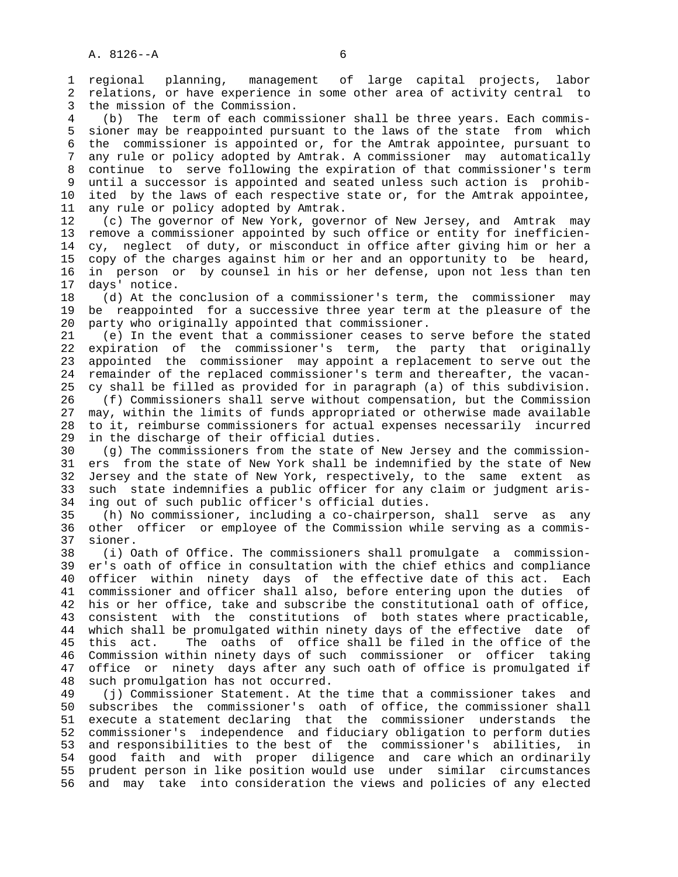regional planning, management of large capital projects, labor relations, or have experience in some other area of activity central to the mission of the Commission.

(b) The term of each commissioner shall be three years. Each commissioner may be reappointed pursuant to the laws of the state from which the commissioner is appointed or, for the Amtrak appointee, pursuant to any rule or policy adopted by Amtrak. A commissioner may automatically continue to serve following the expiration of that commissioner's term until a successor is appointed and seated unless such action is prohibited by the laws of each respective state or, for the Amtrak appointee, any rule or policy adopted by Amtrak.

(c) The governor of New York, governor of New Jersey, and Amtrak may remove a commissioner appointed by such office or entity for inefficiency, neglect of duty, or misconduct in office after giving him or her a copy of the charges against him or her and an opportunity to be heard, in person or by counsel in his or her defense, upon not less than ten days' notice.

(d) At the conclusion of a commissioner's term, the commissioner may be reappointed for a successive three year term at the pleasure of the party who originally appointed that commissioner.

(e) In the event that a commissioner ceases to serve before the stated expiration of the commissioner's term, the party that originally appointed the commissioner may appoint a replacement to serve out the remainder of the replaced commissioner's term and thereafter, the vacancy shall be filled as provided for in paragraph (a) of this subdivision.

(f) Commissioners shall serve without compensation, but the Commission may, within the limits of funds appropriated or otherwise made available to it, reimburse commissioners for actual expenses necessarily incurred in the discharge of their official duties.

(g) The commissioners from the state of New Jersey and the commissioners from the state of New York shall be indemnified by the state of New Jersey and the state of New York, respectively, to the same extent as such state indemnifies a public officer for any claim or judgment arising out of such public officer's official duties.

(h) No commissioner, including a co-chairperson, shall serve as any other officer or employee of the Commission while serving as a commissioner.

(i) Oath of Office. The commissioners shall promulgate a commissioner's oath of office in consultation with the chief ethics and compliance officer within ninety days of the effective date of this act. Each commissioner and officer shall also, before entering upon the duties of his or her office, take and subscribe the constitutional oath of office, consistent with the constitutions of both states where practicable, which shall be promulgated within ninety days of the effective date of this act. The oaths of office shall be filed in the office of the Commission within ninety days of such commissioner or officer taking office or ninety days after any such oath of office is promulgated if such promulgation has not occurred.

(j) Commissioner Statement. At the time that a commissioner takes and subscribes the commissioner's oath of office, the commissioner shall execute a statement declaring that the commissioner understands the commissioner's independence and fiduciary obligation to perform duties and responsibilities to the best of the commissioner's abilities, in good faith and with proper diligence and care which an ordinarily prudent person in like position would use under similar circumstances and may take into consideration the views and policies of any elected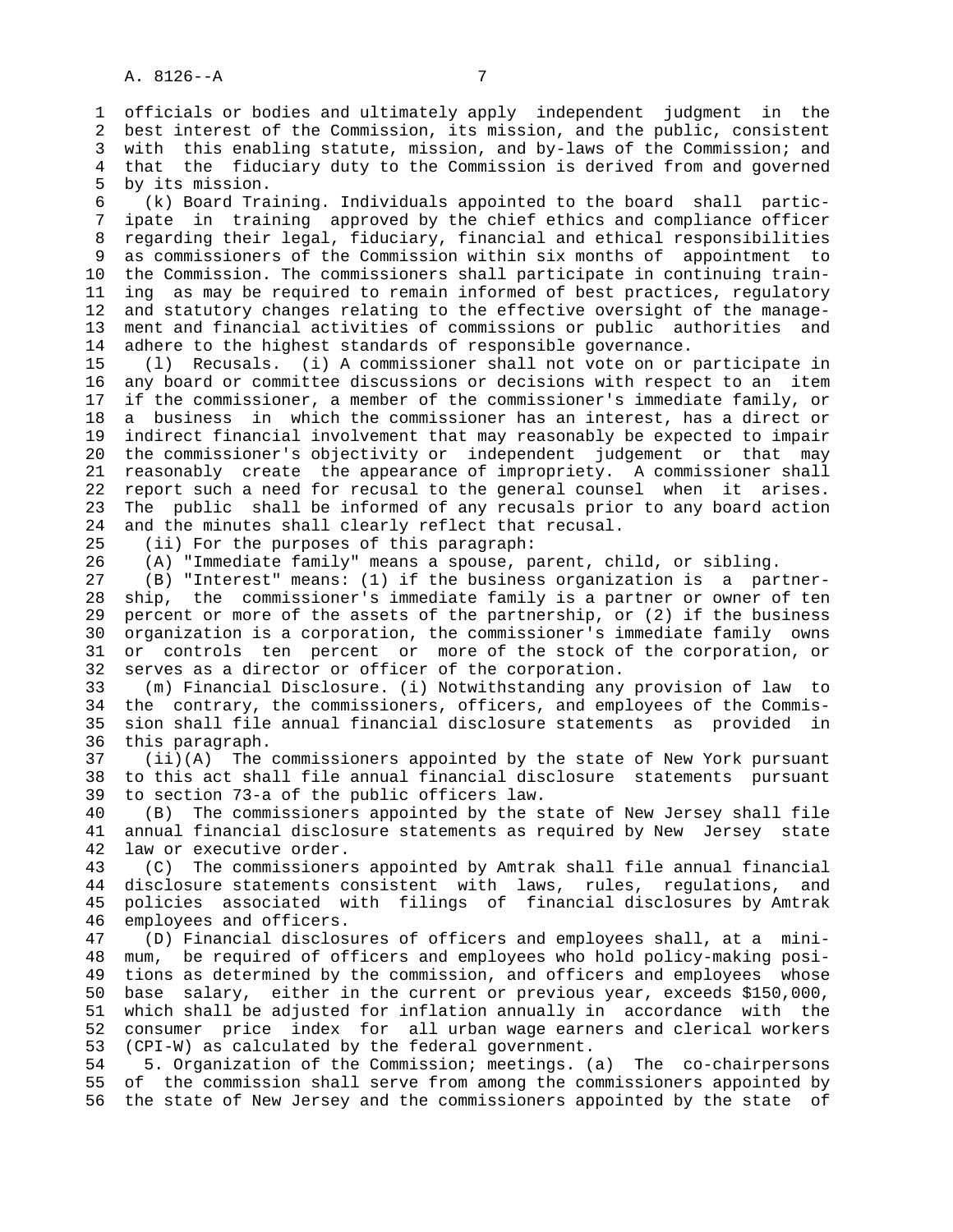officials or bodies and ultimately apply independent judgment in the best interest of the Commission, its mission, and the public, consistent with this enabling statute, mission, and by-laws of the Commission; and that the fiduciary duty to the Commission is derived from and governed by its mission.

(k) Board Training. Individuals appointed to the board shall participate in training approved by the chief ethics and compliance officer regarding their legal, fiduciary, financial and ethical responsibilities as commissioners of the Commission within six months of appointment to the Commission. The commissioners shall participate in continuing training as may be required to remain informed of best practices, regulatory and statutory changes relating to the effective oversight of the management and financial activities of commissions or public authorities and adhere to the highest standards of responsible governance.

(l) Recusals. (i) A commissioner shall not vote on or participate in any board or committee discussions or decisions with respect to an item if the commissioner, a member of the commissioner's immediate family, or a business in which the commissioner has an interest, has a direct or indirect financial involvement that may reasonably be expected to impair the commissioner's objectivity or independent judgement or that may reasonably create the appearance of impropriety. A commissioner shall report such a need for recusal to the general counsel when it arises. The public shall be informed of any recusals prior to any board action and the minutes shall clearly reflect that recusal.

(ii) For the purposes of this paragraph:

(A) "Immediate family" means a spouse, parent, child, or sibling.

(B) "Interest" means: (1) if the business organization is a partnership, the commissioner's immediate family is a partner or owner of ten percent or more of the assets of the partnership, or (2) if the business organization is a corporation, the commissioner's immediate family owns or controls ten percent or more of the stock of the corporation, or serves as a director or officer of the corporation.

(m) Financial Disclosure. (i) Notwithstanding any provision of law to the contrary, the commissioners, officers, and employees of the Commission shall file annual financial disclosure statements as provided in this paragraph.

(ii)(A) The commissioners appointed by the state of New York pursuant to this act shall file annual financial disclosure statements pursuant to section 73-a of the public officers law.

(B) The commissioners appointed by the state of New Jersey shall file annual financial disclosure statements as required by New Jersey state law or executive order.

(C) The commissioners appointed by Amtrak shall file annual financial disclosure statements consistent with laws, rules, regulations, and policies associated with filings of financial disclosures by Amtrak employees and officers.

(D) Financial disclosures of officers and employees shall, at a minimum, be required of officers and employees who hold policy-making positions as determined by the commission, and officers and employees whose base salary, either in the current or previous year, exceeds $150,000, which shall be adjusted for inflation annually in accordance with the consumer price index for all urban wage earners and clerical workers (CPI-W) as calculated by the federal government.

5. Organization of the Commission; meetings. (a) The co-chairpersons of the commission shall serve from among the commissioners appointed by the state of New Jersey and the commissioners appointed by the state of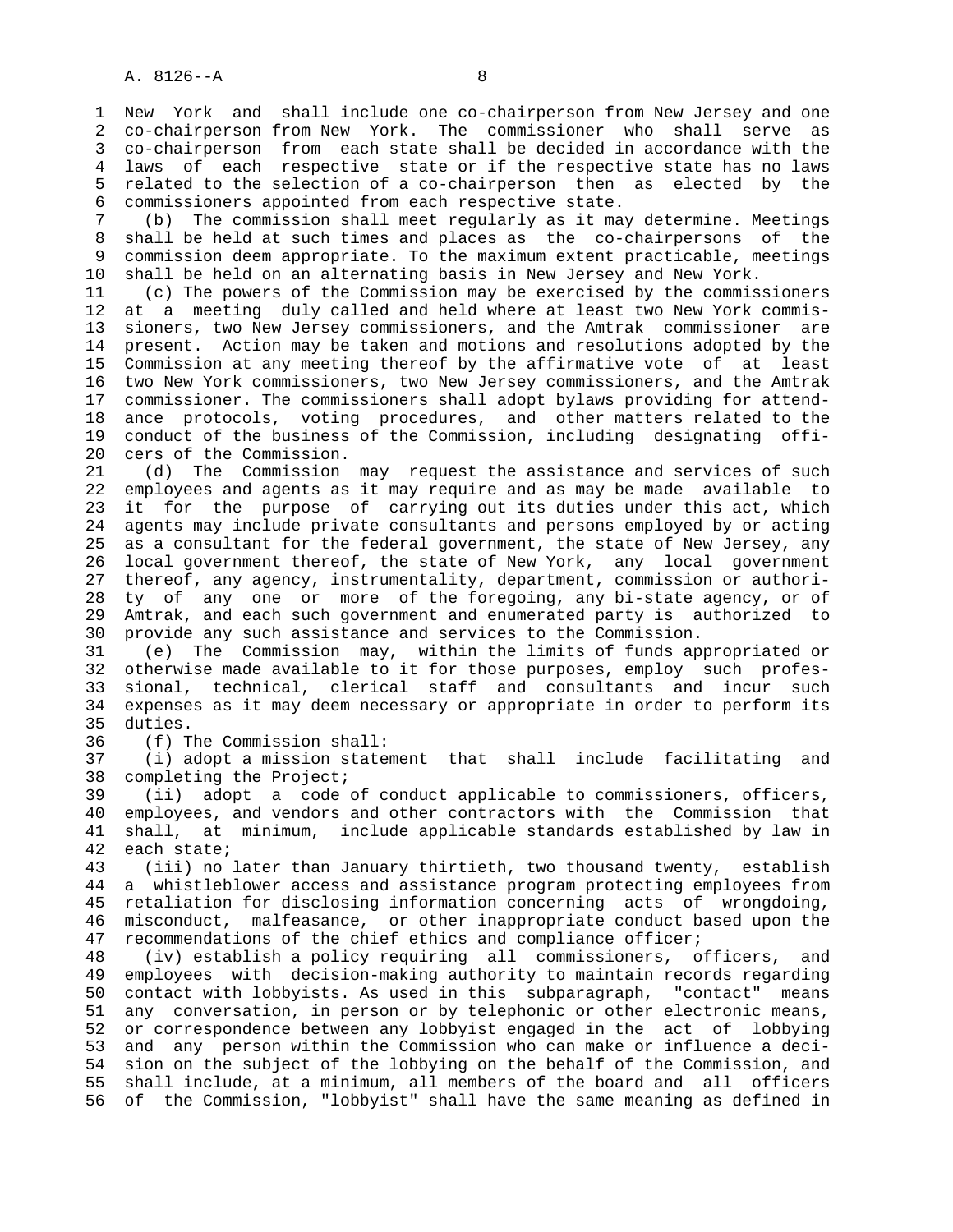New York and shall include one co-chairperson from New Jersey and one co-chairperson from New York. The commissioner who shall serve as co-chairperson from each state shall be decided in accordance with the laws of each respective state or if the respective state has no laws related to the selection of a co-chairperson then as elected by the commissioners appointed from each respective state.

(b) The commission shall meet regularly as it may determine. Meetings shall be held at such times and places as the co-chairpersons of the commission deem appropriate. To the maximum extent practicable, meetings shall be held on an alternating basis in New Jersey and New York.

(c) The powers of the Commission may be exercised by the commissioners at a meeting duly called and held where at least two New York commissioners, two New Jersey commissioners, and the Amtrak commissioner are present. Action may be taken and motions and resolutions adopted by the Commission at any meeting thereof by the affirmative vote of at least two New York commissioners, two New Jersey commissioners, and the Amtrak commissioner. The commissioners shall adopt bylaws providing for attendance protocols, voting procedures, and other matters related to the conduct of the business of the Commission, including designating officers of the Commission.

(d) The Commission may request the assistance and services of such employees and agents as it may require and as may be made available to it for the purpose of carrying out its duties under this act, which agents may include private consultants and persons employed by or acting as a consultant for the federal government, the state of New Jersey, any local government thereof, the state of New York, any local government thereof, any agency, instrumentality, department, commission or authority of any one or more of the foregoing, any bi-state agency, or of Amtrak, and each such government and enumerated party is authorized to provide any such assistance and services to the Commission.

(e) The Commission may, within the limits of funds appropriated or otherwise made available to it for those purposes, employ such professional, technical, clerical staff and consultants and incur such expenses as it may deem necessary or appropriate in order to perform its duties.

(f) The Commission shall:

(i) adopt a mission statement that shall include facilitating and completing the Project;

(ii) adopt a code of conduct applicable to commissioners, officers, employees, and vendors and other contractors with the Commission that shall, at minimum, include applicable standards established by law in each state;

(iii) no later than January thirtieth, two thousand twenty, establish a whistleblower access and assistance program protecting employees from retaliation for disclosing information concerning acts of wrongdoing, misconduct, malfeasance, or other inappropriate conduct based upon the recommendations of the chief ethics and compliance officer;

(iv) establish a policy requiring all commissioners, officers, and employees with decision-making authority to maintain records regarding contact with lobbyists. As used in this subparagraph, "contact" means any conversation, in person or by telephonic or other electronic means, or correspondence between any lobbyist engaged in the act of lobbying and any person within the Commission who can make or influence a decision on the subject of the lobbying on the behalf of the Commission, and shall include, at a minimum, all members of the board and all officers of the Commission, "lobbyist" shall have the same meaning as defined in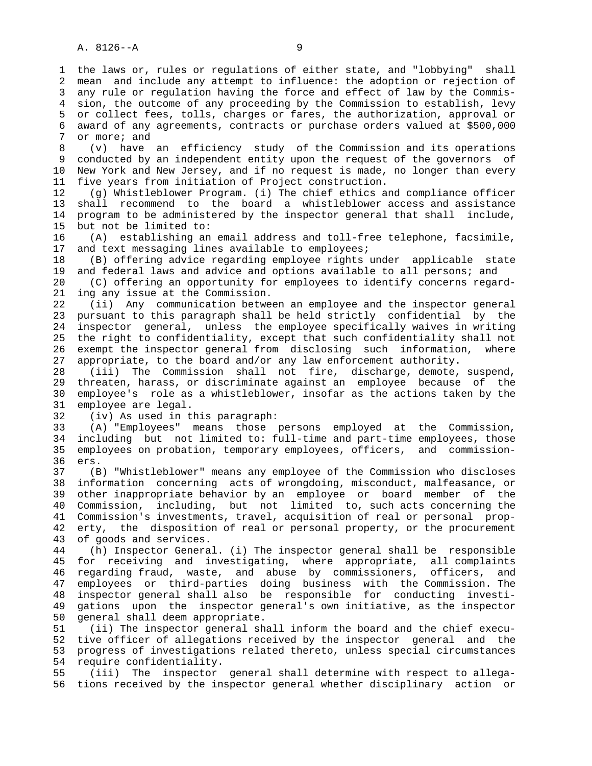the laws or, rules or regulations of either state, and "lobbying" shall mean and include any attempt to influence: the adoption or rejection of any rule or regulation having the force and effect of law by the Commission, the outcome of any proceeding by the Commission to establish, levy or collect fees, tolls, charges or fares, the authorization, approval or award of any agreements, contracts or purchase orders valued at $500,000 or more; and

(v) have an efficiency study of the Commission and its operations conducted by an independent entity upon the request of the governors of New York and New Jersey, and if no request is made, no longer than every five years from initiation of Project construction.

(g) Whistleblower Program. (i) The chief ethics and compliance officer shall recommend to the board a whistleblower access and assistance program to be administered by the inspector general that shall include, but not be limited to:

(A) establishing an email address and toll-free telephone, facsimile, and text messaging lines available to employees;

(B) offering advice regarding employee rights under applicable state and federal laws and advice and options available to all persons; and

(C) offering an opportunity for employees to identify concerns regarding any issue at the Commission.

(ii) Any communication between an employee and the inspector general pursuant to this paragraph shall be held strictly confidential by the inspector general, unless the employee specifically waives in writing the right to confidentiality, except that such confidentiality shall not exempt the inspector general from disclosing such information, where appropriate, to the board and/or any law enforcement authority.

(iii) The Commission shall not fire, discharge, demote, suspend, threaten, harass, or discriminate against an employee because of the employee's role as a whistleblower, insofar as the actions taken by the employee are legal.

(iv) As used in this paragraph:

(A) "Employees" means those persons employed at the Commission, including but not limited to: full-time and part-time employees, those employees on probation, temporary employees, officers, and commissioners.

(B) "Whistleblower" means any employee of the Commission who discloses information concerning acts of wrongdoing, misconduct, malfeasance, or other inappropriate behavior by an employee or board member of the Commission, including, but not limited to, such acts concerning the Commission's investments, travel, acquisition of real or personal property, the disposition of real or personal property, or the procurement of goods and services.

(h) Inspector General. (i) The inspector general shall be responsible for receiving and investigating, where appropriate, all complaints regarding fraud, waste, and abuse by commissioners, officers, and employees or third-parties doing business with the Commission. The inspector general shall also be responsible for conducting investigations upon the inspector general's own initiative, as the inspector general shall deem appropriate.

(ii) The inspector general shall inform the board and the chief executive officer of allegations received by the inspector general and the progress of investigations related thereto, unless special circumstances require confidentiality.

(iii) The inspector general shall determine with respect to allegations received by the inspector general whether disciplinary action or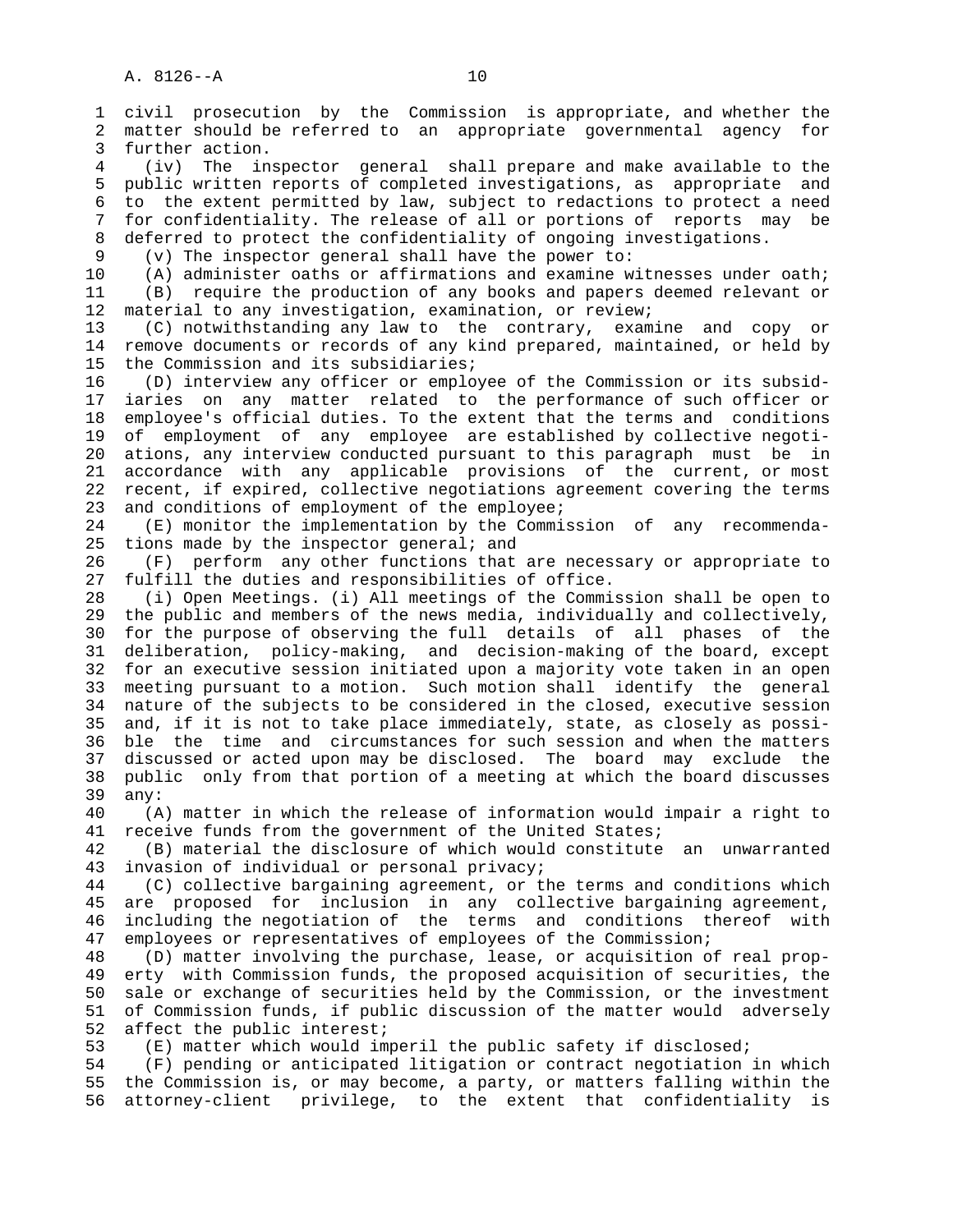civil prosecution by the Commission is appropriate, and whether the matter should be referred to an appropriate governmental agency for further action.

(iv) The inspector general shall prepare and make available to the public written reports of completed investigations, as appropriate and to the extent permitted by law, subject to redactions to protect a need for confidentiality. The release of all or portions of reports may be deferred to protect the confidentiality of ongoing investigations.

(v) The inspector general shall have the power to:

(A) administer oaths or affirmations and examine witnesses under oath;

(B) require the production of any books and papers deemed relevant or material to any investigation, examination, or review;

(C) notwithstanding any law to the contrary, examine and copy or remove documents or records of any kind prepared, maintained, or held by the Commission and its subsidiaries;

(D) interview any officer or employee of the Commission or its subsidiaries on any matter related to the performance of such officer or employee's official duties. To the extent that the terms and conditions of employment of any employee are established by collective negotiations, any interview conducted pursuant to this paragraph must be in accordance with any applicable provisions of the current, or most recent, if expired, collective negotiations agreement covering the terms and conditions of employment of the employee;

(E) monitor the implementation by the Commission of any recommendations made by the inspector general; and

(F) perform any other functions that are necessary or appropriate to fulfill the duties and responsibilities of office.

(i) Open Meetings. (i) All meetings of the Commission shall be open to the public and members of the news media, individually and collectively, for the purpose of observing the full details of all phases of the deliberation, policy-making, and decision-making of the board, except for an executive session initiated upon a majority vote taken in an open meeting pursuant to a motion. Such motion shall identify the general nature of the subjects to be considered in the closed, executive session and, if it is not to take place immediately, state, as closely as possible the time and circumstances for such session and when the matters discussed or acted upon may be disclosed. The board may exclude the public only from that portion of a meeting at which the board discusses any:

(A) matter in which the release of information would impair a right to receive funds from the government of the United States;

(B) material the disclosure of which would constitute an unwarranted invasion of individual or personal privacy;

(C) collective bargaining agreement, or the terms and conditions which are proposed for inclusion in any collective bargaining agreement, including the negotiation of the terms and conditions thereof with employees or representatives of employees of the Commission;

(D) matter involving the purchase, lease, or acquisition of real property with Commission funds, the proposed acquisition of securities, the sale or exchange of securities held by the Commission, or the investment of Commission funds, if public discussion of the matter would adversely affect the public interest;

(E) matter which would imperil the public safety if disclosed;

(F) pending or anticipated litigation or contract negotiation in which the Commission is, or may become, a party, or matters falling within the attorney-client privilege, to the extent that confidentiality is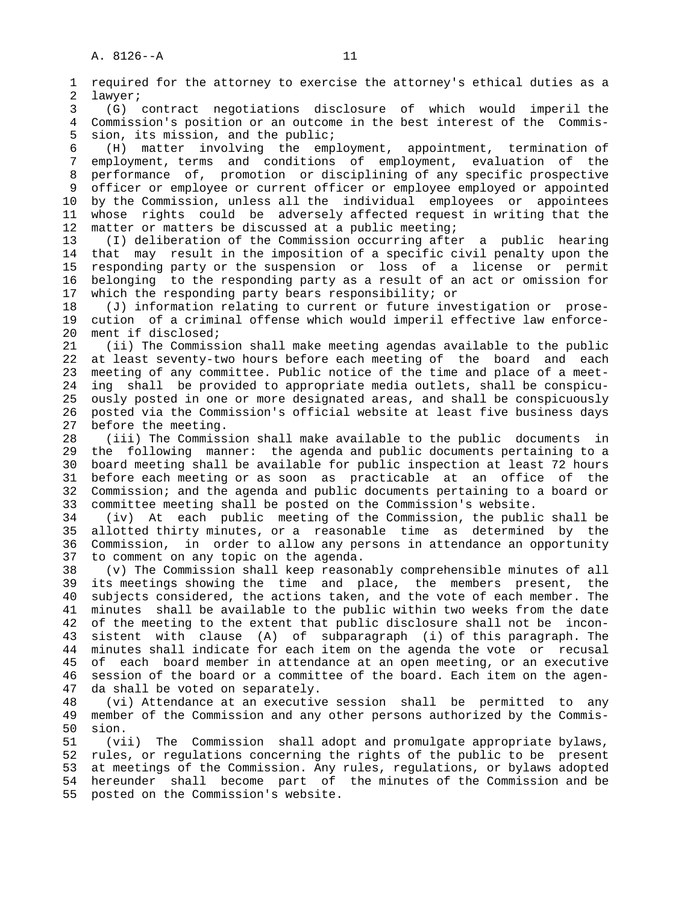required for the attorney to exercise the attorney's ethical duties as a lawyer;

(G) contract negotiations disclosure of which would imperil the Commission's position or an outcome in the best interest of the Commission, its mission, and the public;

(H) matter involving the employment, appointment, termination of employment, terms and conditions of employment, evaluation of the performance of, promotion or disciplining of any specific prospective officer or employee or current officer or employee employed or appointed by the Commission, unless all the individual employees or appointees whose rights could be adversely affected request in writing that the matter or matters be discussed at a public meeting;

(I) deliberation of the Commission occurring after a public hearing that may result in the imposition of a specific civil penalty upon the responding party or the suspension or loss of a license or permit belonging to the responding party as a result of an act or omission for which the responding party bears responsibility; or

(J) information relating to current or future investigation or prosecution of a criminal offense which would imperil effective law enforcement if disclosed;

(ii) The Commission shall make meeting agendas available to the public at least seventy-two hours before each meeting of the board and each meeting of any committee. Public notice of the time and place of a meeting shall be provided to appropriate media outlets, shall be conspicuously posted in one or more designated areas, and shall be conspicuously posted via the Commission's official website at least five business days before the meeting.

(iii) The Commission shall make available to the public documents in the following manner: the agenda and public documents pertaining to a board meeting shall be available for public inspection at least 72 hours before each meeting or as soon as practicable at an office of the Commission; and the agenda and public documents pertaining to a board or committee meeting shall be posted on the Commission's website.

(iv) At each public meeting of the Commission, the public shall be allotted thirty minutes, or a reasonable time as determined by the Commission, in order to allow any persons in attendance an opportunity to comment on any topic on the agenda.

(v) The Commission shall keep reasonably comprehensible minutes of all its meetings showing the time and place, the members present, the subjects considered, the actions taken, and the vote of each member. The minutes shall be available to the public within two weeks from the date of the meeting to the extent that public disclosure shall not be inconsistent with clause (A) of subparagraph (i) of this paragraph. The minutes shall indicate for each item on the agenda the vote or recusal of each board member in attendance at an open meeting, or an executive session of the board or a committee of the board. Each item on the agenda shall be voted on separately.

(vi) Attendance at an executive session shall be permitted to any member of the Commission and any other persons authorized by the Commission.

(vii) The Commission shall adopt and promulgate appropriate bylaws, rules, or regulations concerning the rights of the public to be present at meetings of the Commission. Any rules, regulations, or bylaws adopted hereunder shall become part of the minutes of the Commission and be posted on the Commission's website.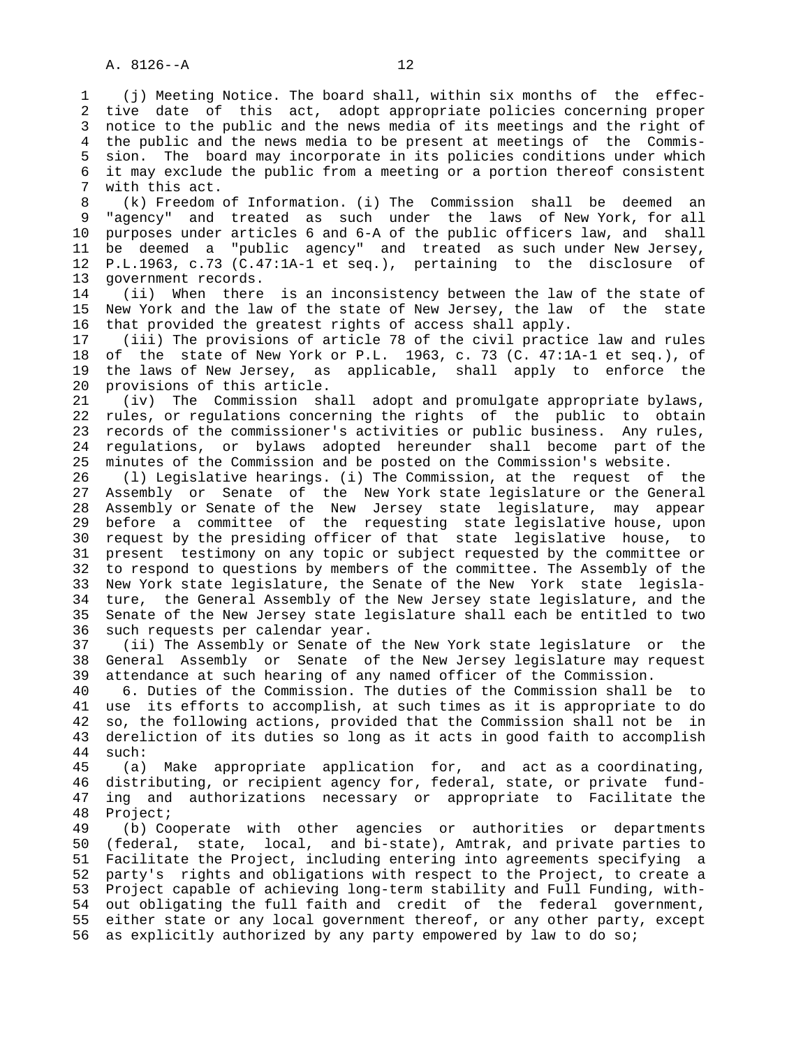(j) Meeting Notice. The board shall, within six months of the effective date of this act, adopt appropriate policies concerning proper notice to the public and the news media of its meetings and the right of the public and the news media to be present at meetings of the Commission. The board may incorporate in its policies conditions under which it may exclude the public from a meeting or a portion thereof consistent with this act.

(k) Freedom of Information. (i) The Commission shall be deemed an "agency" and treated as such under the laws of New York, for all purposes under articles 6 and 6-A of the public officers law, and shall be deemed a "public agency" and treated as such under New Jersey, P.L.1963, c.73 (C.47:1A-1 et seq.), pertaining to the disclosure of government records.

(ii) When there is an inconsistency between the law of the state of New York and the law of the state of New Jersey, the law of the state that provided the greatest rights of access shall apply.

(iii) The provisions of article 78 of the civil practice law and rules of the state of New York or P.L. 1963, c. 73 (C. 47:1A-1 et seq.), of the laws of New Jersey, as applicable, shall apply to enforce the provisions of this article.

(iv) The Commission shall adopt and promulgate appropriate bylaws, rules, or regulations concerning the rights of the public to obtain records of the commissioner's activities or public business. Any rules, regulations, or bylaws adopted hereunder shall become part of the minutes of the Commission and be posted on the Commission's website.

(l) Legislative hearings. (i) The Commission, at the request of the Assembly or Senate of the New York state legislature or the General Assembly or Senate of the New Jersey state legislature, may appear before a committee of the requesting state legislative house, upon request by the presiding officer of that state legislative house, to present testimony on any topic or subject requested by the committee or to respond to questions by members of the committee. The Assembly of the New York state legislature, the Senate of the New York state legislature, the General Assembly of the New Jersey state legislature, and the Senate of the New Jersey state legislature shall each be entitled to two such requests per calendar year.

(ii) The Assembly or Senate of the New York state legislature or the General Assembly or Senate of the New Jersey legislature may request attendance at such hearing of any named officer of the Commission.

6. Duties of the Commission. The duties of the Commission shall be to use its efforts to accomplish, at such times as it is appropriate to do so, the following actions, provided that the Commission shall not be in dereliction of its duties so long as it acts in good faith to accomplish such:

(a) Make appropriate application for, and act as a coordinating, distributing, or recipient agency for, federal, state, or private funding and authorizations necessary or appropriate to Facilitate the Project;

(b) Cooperate with other agencies or authorities or departments (federal, state, local, and bi-state), Amtrak, and private parties to Facilitate the Project, including entering into agreements specifying a party's rights and obligations with respect to the Project, to create a Project capable of achieving long-term stability and Full Funding, without obligating the full faith and credit of the federal government, either state or any local government thereof, or any other party, except as explicitly authorized by any party empowered by law to do so;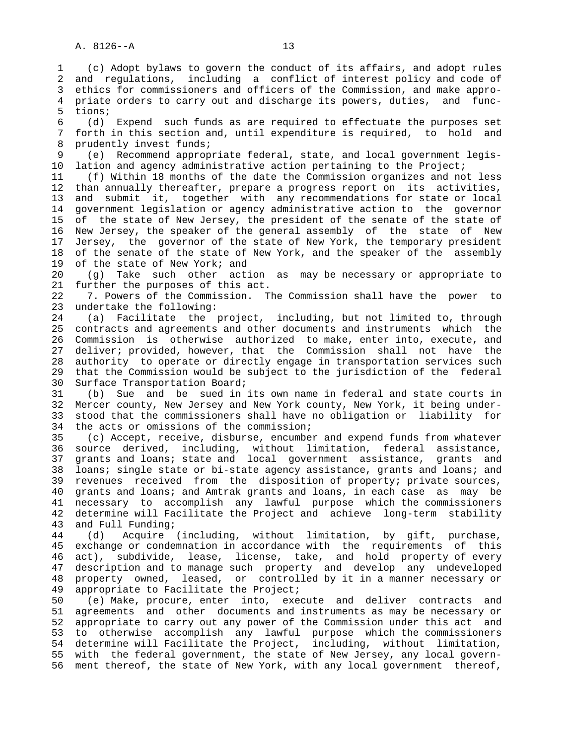(c) Adopt bylaws to govern the conduct of its affairs, and adopt rules and regulations, including a conflict of interest policy and code of ethics for commissioners and officers of the Commission, and make appropriate orders to carry out and discharge its powers, duties, and functions;

(d) Expend such funds as are required to effectuate the purposes set forth in this section and, until expenditure is required, to hold and prudently invest funds;

(e) Recommend appropriate federal, state, and local government legislation and agency administrative action pertaining to the Project;

(f) Within 18 months of the date the Commission organizes and not less than annually thereafter, prepare a progress report on its activities, and submit it, together with any recommendations for state or local government legislation or agency administrative action to the governor of the state of New Jersey, the president of the senate of the state of New Jersey, the speaker of the general assembly of the state of New Jersey, the governor of the state of New York, the temporary president of the senate of the state of New York, and the speaker of the assembly of the state of New York; and

(g) Take such other action as may be necessary or appropriate to further the purposes of this act.

7. Powers of the Commission. The Commission shall have the power to undertake the following:

(a) Facilitate the project, including, but not limited to, through contracts and agreements and other documents and instruments which the Commission is otherwise authorized to make, enter into, execute, and deliver; provided, however, that the Commission shall not have the authority to operate or directly engage in transportation services such that the Commission would be subject to the jurisdiction of the federal Surface Transportation Board;

(b) Sue and be sued in its own name in federal and state courts in Mercer county, New Jersey and New York county, New York, it being understood that the commissioners shall have no obligation or liability for the acts or omissions of the commission;

(c) Accept, receive, disburse, encumber and expend funds from whatever source derived, including, without limitation, federal assistance, grants and loans; state and local government assistance, grants and loans; single state or bi-state agency assistance, grants and loans; and revenues received from the disposition of property; private sources, grants and loans; and Amtrak grants and loans, in each case as may be necessary to accomplish any lawful purpose which the commissioners determine will Facilitate the Project and achieve long-term stability and Full Funding;

(d) Acquire (including, without limitation, by gift, purchase, exchange or condemnation in accordance with the requirements of this act), subdivide, lease, license, take, and hold property of every description and to manage such property and develop any undeveloped property owned, leased, or controlled by it in a manner necessary or appropriate to Facilitate the Project;

(e) Make, procure, enter into, execute and deliver contracts and agreements and other documents and instruments as may be necessary or appropriate to carry out any power of the Commission under this act and to otherwise accomplish any lawful purpose which the commissioners determine will Facilitate the Project, including, without limitation, with the federal government, the state of New Jersey, any local government thereof, the state of New York, with any local government thereof,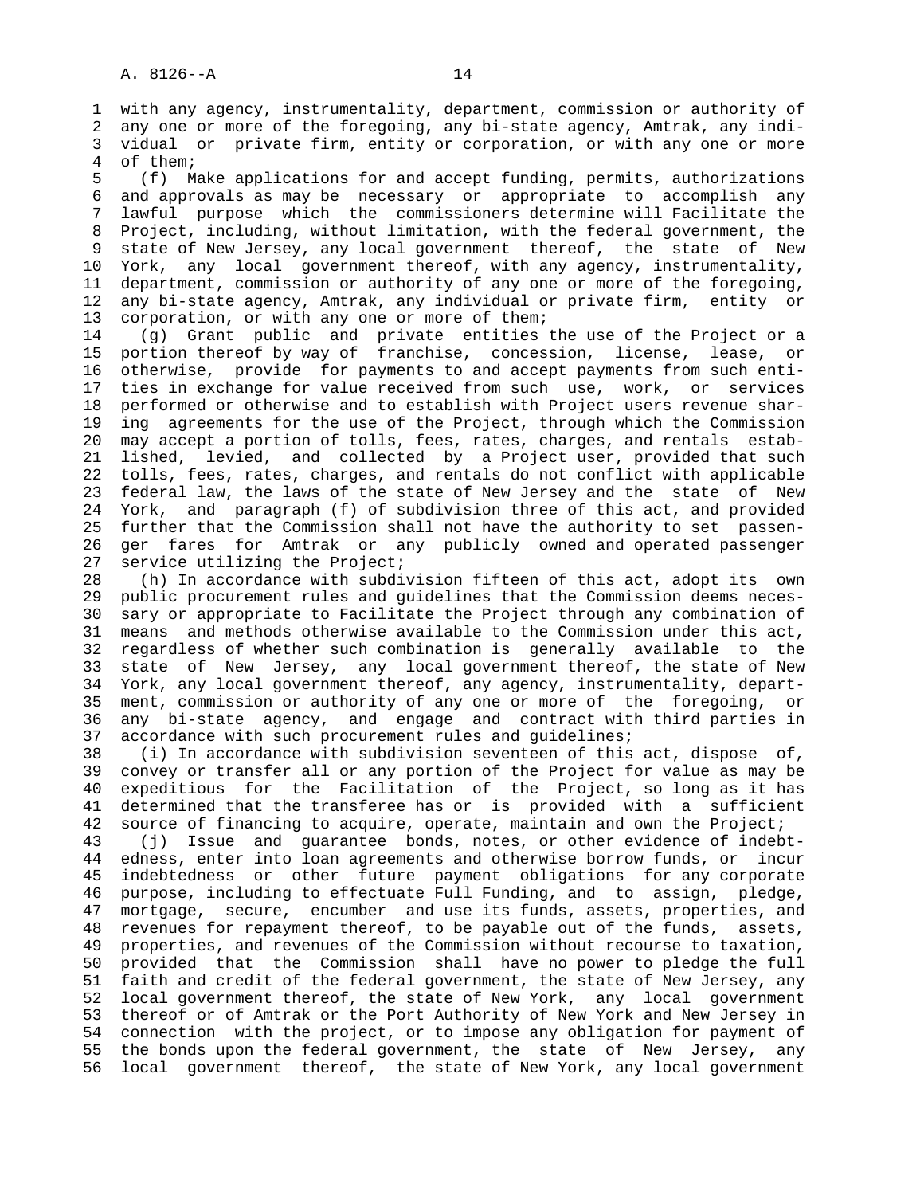with any agency, instrumentality, department, commission or authority of any one or more of the foregoing, any bi-state agency, Amtrak, any individual or private firm, entity or corporation, or with any one or more of them;

(f) Make applications for and accept funding, permits, authorizations and approvals as may be necessary or appropriate to accomplish any lawful purpose which the commissioners determine will Facilitate the Project, including, without limitation, with the federal government, the state of New Jersey, any local government thereof, the state of New York, any local government thereof, with any agency, instrumentality, department, commission or authority of any one or more of the foregoing, any bi-state agency, Amtrak, any individual or private firm, entity or corporation, or with any one or more of them;

(g) Grant public and private entities the use of the Project or a portion thereof by way of franchise, concession, license, lease, or otherwise, provide for payments to and accept payments from such entities in exchange for value received from such use, work, or services performed or otherwise and to establish with Project users revenue sharing agreements for the use of the Project, through which the Commission may accept a portion of tolls, fees, rates, charges, and rentals established, levied, and collected by a Project user, provided that such tolls, fees, rates, charges, and rentals do not conflict with applicable federal law, the laws of the state of New Jersey and the state of New York, and paragraph (f) of subdivision three of this act, and provided further that the Commission shall not have the authority to set passenger fares for Amtrak or any publicly owned and operated passenger service utilizing the Project;

(h) In accordance with subdivision fifteen of this act, adopt its own public procurement rules and guidelines that the Commission deems necessary or appropriate to Facilitate the Project through any combination of means and methods otherwise available to the Commission under this act, regardless of whether such combination is generally available to the state of New Jersey, any local government thereof, the state of New York, any local government thereof, any agency, instrumentality, department, commission or authority of any one or more of the foregoing, or any bi-state agency, and engage and contract with third parties in accordance with such procurement rules and guidelines;

(i) In accordance with subdivision seventeen of this act, dispose of, convey or transfer all or any portion of the Project for value as may be expeditious for the Facilitation of the Project, so long as it has determined that the transferee has or is provided with a sufficient source of financing to acquire, operate, maintain and own the Project;

(j) Issue and guarantee bonds, notes, or other evidence of indebtedness, enter into loan agreements and otherwise borrow funds, or incur indebtedness or other future payment obligations for any corporate purpose, including to effectuate Full Funding, and to assign, pledge, mortgage, secure, encumber and use its funds, assets, properties, and revenues for repayment thereof, to be payable out of the funds, assets, properties, and revenues of the Commission without recourse to taxation, provided that the Commission shall have no power to pledge the full faith and credit of the federal government, the state of New Jersey, any local government thereof, the state of New York, any local government thereof or of Amtrak or the Port Authority of New York and New Jersey in connection with the project, or to impose any obligation for payment of the bonds upon the federal government, the state of New Jersey, any local government thereof, the state of New York, any local government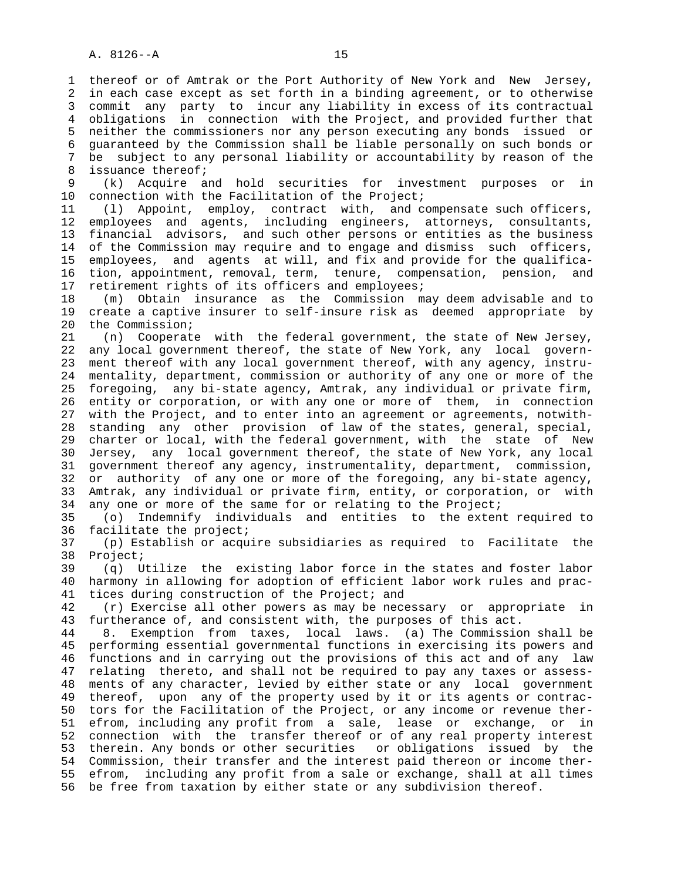thereof or of Amtrak or the Port Authority of New York and New Jersey, in each case except as set forth in a binding agreement, or to otherwise commit any party to incur any liability in excess of its contractual obligations in connection with the Project, and provided further that neither the commissioners nor any person executing any bonds issued or guaranteed by the Commission shall be liable personally on such bonds or be subject to any personal liability or accountability by reason of the issuance thereof;

(k) Acquire and hold securities for investment purposes or in connection with the Facilitation of the Project;

(l) Appoint, employ, contract with, and compensate such officers, employees and agents, including engineers, attorneys, consultants, financial advisors, and such other persons or entities as the business of the Commission may require and to engage and dismiss such officers, employees, and agents at will, and fix and provide for the qualification, appointment, removal, term, tenure, compensation, pension, and retirement rights of its officers and employees;

(m) Obtain insurance as the Commission may deem advisable and to create a captive insurer to self-insure risk as deemed appropriate by the Commission;

(n) Cooperate with the federal government, the state of New Jersey, any local government thereof, the state of New York, any local government thereof with any local government thereof, with any agency, instrumentality, department, commission or authority of any one or more of the foregoing, any bi-state agency, Amtrak, any individual or private firm, entity or corporation, or with any one or more of them, in connection with the Project, and to enter into an agreement or agreements, notwithstanding any other provision of law of the states, general, special, charter or local, with the federal government, with the state of New Jersey, any local government thereof, the state of New York, any local government thereof any agency, instrumentality, department, commission, or authority of any one or more of the foregoing, any bi-state agency, Amtrak, any individual or private firm, entity, or corporation, or with any one or more of the same for or relating to the Project;

(o) Indemnify individuals and entities to the extent required to facilitate the project;

(p) Establish or acquire subsidiaries as required to Facilitate the Project;

(q) Utilize the existing labor force in the states and foster labor harmony in allowing for adoption of efficient labor work rules and practices during construction of the Project; and

(r) Exercise all other powers as may be necessary or appropriate in furtherance of, and consistent with, the purposes of this act.

8. Exemption from taxes, local laws. (a) The Commission shall be performing essential governmental functions in exercising its powers and functions and in carrying out the provisions of this act and of any law relating thereto, and shall not be required to pay any taxes or assessments of any character, levied by either state or any local government thereof, upon any of the property used by it or its agents or contractors for the Facilitation of the Project, or any income or revenue therefrom, including any profit from a sale, lease or exchange, or in connection with the transfer thereof or of any real property interest therein. Any bonds or other securities or obligations issued by the Commission, their transfer and the interest paid thereon or income therefrom, including any profit from a sale or exchange, shall at all times be free from taxation by either state or any subdivision thereof.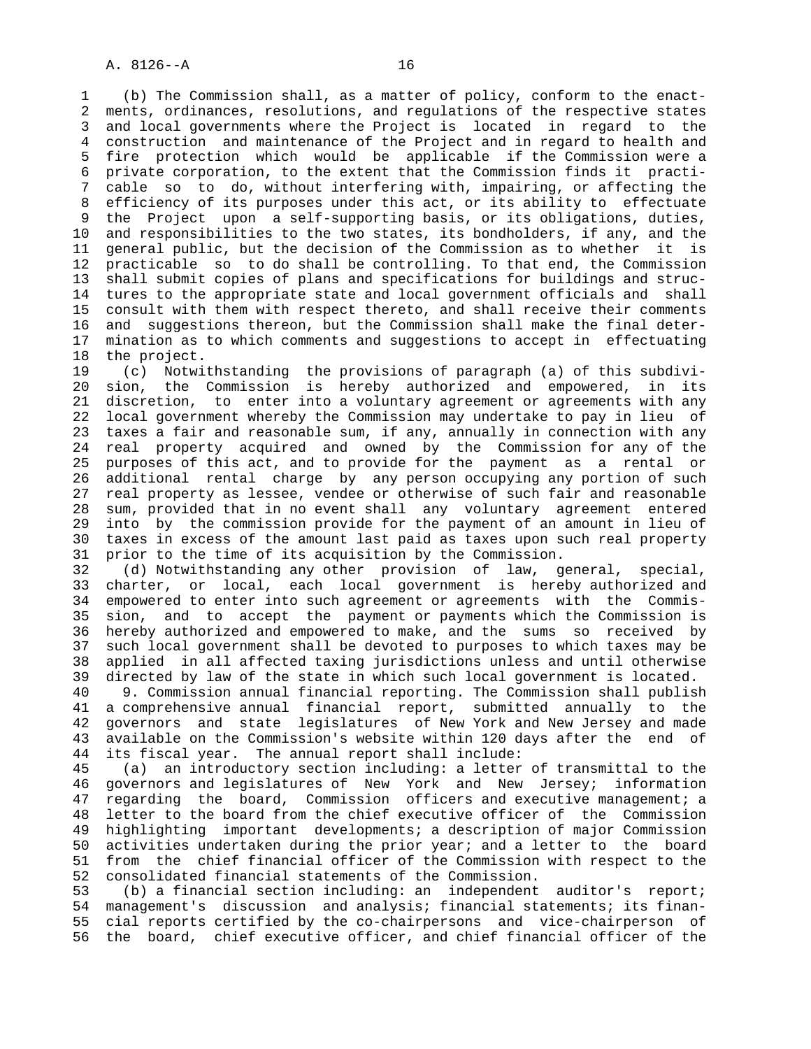(b) The Commission shall, as a matter of policy, conform to the enactments, ordinances, resolutions, and regulations of the respective states and local governments where the Project is located in regard to the construction and maintenance of the Project and in regard to health and fire protection which would be applicable if the Commission were a private corporation, to the extent that the Commission finds it practicable so to do, without interfering with, impairing, or affecting the efficiency of its purposes under this act, or its ability to effectuate the Project upon a self-supporting basis, or its obligations, duties, and responsibilities to the two states, its bondholders, if any, and the general public, but the decision of the Commission as to whether it is practicable so to do shall be controlling. To that end, the Commission shall submit copies of plans and specifications for buildings and structures to the appropriate state and local government officials and shall consult with them with respect thereto, and shall receive their comments and suggestions thereon, but the Commission shall make the final determination as to which comments and suggestions to accept in effectuating the project.

(c) Notwithstanding the provisions of paragraph (a) of this subdivision, the Commission is hereby authorized and empowered, in its discretion, to enter into a voluntary agreement or agreements with any local government whereby the Commission may undertake to pay in lieu of taxes a fair and reasonable sum, if any, annually in connection with any real property acquired and owned by the Commission for any of the purposes of this act, and to provide for the payment as a rental or additional rental charge by any person occupying any portion of such real property as lessee, vendee or otherwise of such fair and reasonable sum, provided that in no event shall any voluntary agreement entered into by the commission provide for the payment of an amount in lieu of taxes in excess of the amount last paid as taxes upon such real property prior to the time of its acquisition by the Commission.

(d) Notwithstanding any other provision of law, general, special, charter, or local, each local government is hereby authorized and empowered to enter into such agreement or agreements with the Commission, and to accept the payment or payments which the Commission is hereby authorized and empowered to make, and the sums so received by such local government shall be devoted to purposes to which taxes may be applied in all affected taxing jurisdictions unless and until otherwise directed by law of the state in which such local government is located.

9. Commission annual financial reporting. The Commission shall publish a comprehensive annual financial report, submitted annually to the governors and state legislatures of New York and New Jersey and made available on the Commission's website within 120 days after the end of its fiscal year. The annual report shall include:

(a) an introductory section including: a letter of transmittal to the governors and legislatures of New York and New Jersey; information regarding the board, Commission officers and executive management; a letter to the board from the chief executive officer of the Commission highlighting important developments; a description of major Commission activities undertaken during the prior year; and a letter to the board from the chief financial officer of the Commission with respect to the consolidated financial statements of the Commission.

(b) a financial section including: an independent auditor's report; management's discussion and analysis; financial statements; its financial reports certified by the co-chairpersons and vice-chairperson of the board, chief executive officer, and chief financial officer of the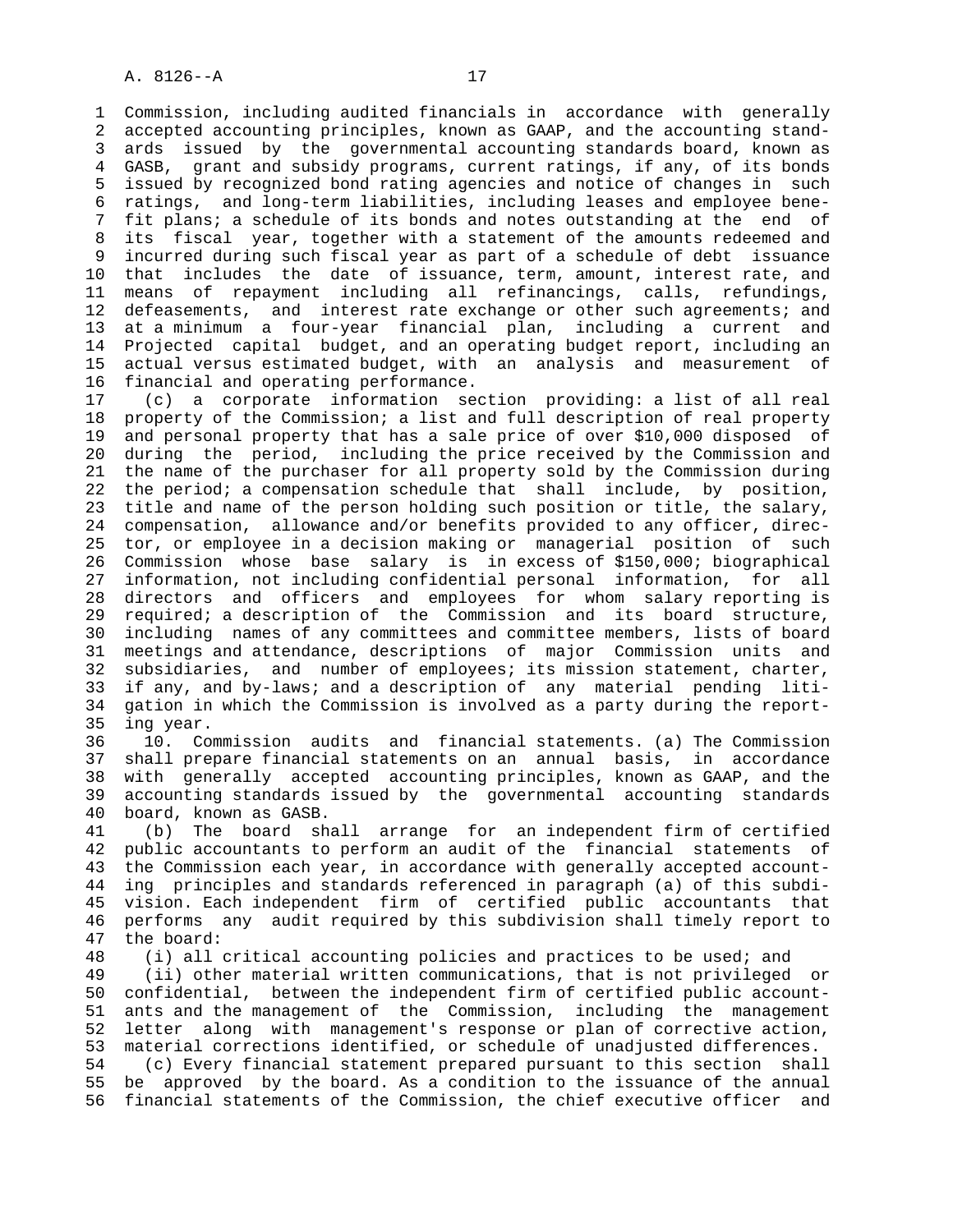Commission, including audited financials in accordance with generally accepted accounting principles, known as GAAP, and the accounting standards issued by the governmental accounting standards board, known as GASB, grant and subsidy programs, current ratings, if any, of its bonds issued by recognized bond rating agencies and notice of changes in such ratings, and long-term liabilities, including leases and employee benefit plans; a schedule of its bonds and notes outstanding at the end of its fiscal year, together with a statement of the amounts redeemed and incurred during such fiscal year as part of a schedule of debt issuance that includes the date of issuance, term, amount, interest rate, and means of repayment including all refinancings, calls, refundings, defeasements, and interest rate exchange or other such agreements; and at a minimum a four-year financial plan, including a current and Projected capital budget, and an operating budget report, including an actual versus estimated budget, with an analysis and measurement of financial and operating performance.

(c) a corporate information section providing: a list of all real property of the Commission; a list and full description of real property and personal property that has a sale price of over $10,000 disposed of during the period, including the price received by the Commission and the name of the purchaser for all property sold by the Commission during the period; a compensation schedule that shall include, by position, title and name of the person holding such position or title, the salary, compensation, allowance and/or benefits provided to any officer, director, or employee in a decision making or managerial position of such Commission whose base salary is in excess of $150,000; biographical information, not including confidential personal information, for all directors and officers and employees for whom salary reporting is required; a description of the Commission and its board structure, including names of any committees and committee members, lists of board meetings and attendance, descriptions of major Commission units and subsidiaries, and number of employees; its mission statement, charter, if any, and by-laws; and a description of any material pending litigation in which the Commission is involved as a party during the reporting year.

10. Commission audits and financial statements. (a) The Commission shall prepare financial statements on an annual basis, in accordance with generally accepted accounting principles, known as GAAP, and the accounting standards issued by the governmental accounting standards board, known as GASB.

(b) The board shall arrange for an independent firm of certified public accountants to perform an audit of the financial statements of the Commission each year, in accordance with generally accepted accounting principles and standards referenced in paragraph (a) of this subdivision. Each independent firm of certified public accountants that performs any audit required by this subdivision shall timely report to the board:

(i) all critical accounting policies and practices to be used; and

(ii) other material written communications, that is not privileged or confidential, between the independent firm of certified public accountants and the management of the Commission, including the management letter along with management's response or plan of corrective action, material corrections identified, or schedule of unadjusted differences.

(c) Every financial statement prepared pursuant to this section shall be approved by the board. As a condition to the issuance of the annual financial statements of the Commission, the chief executive officer and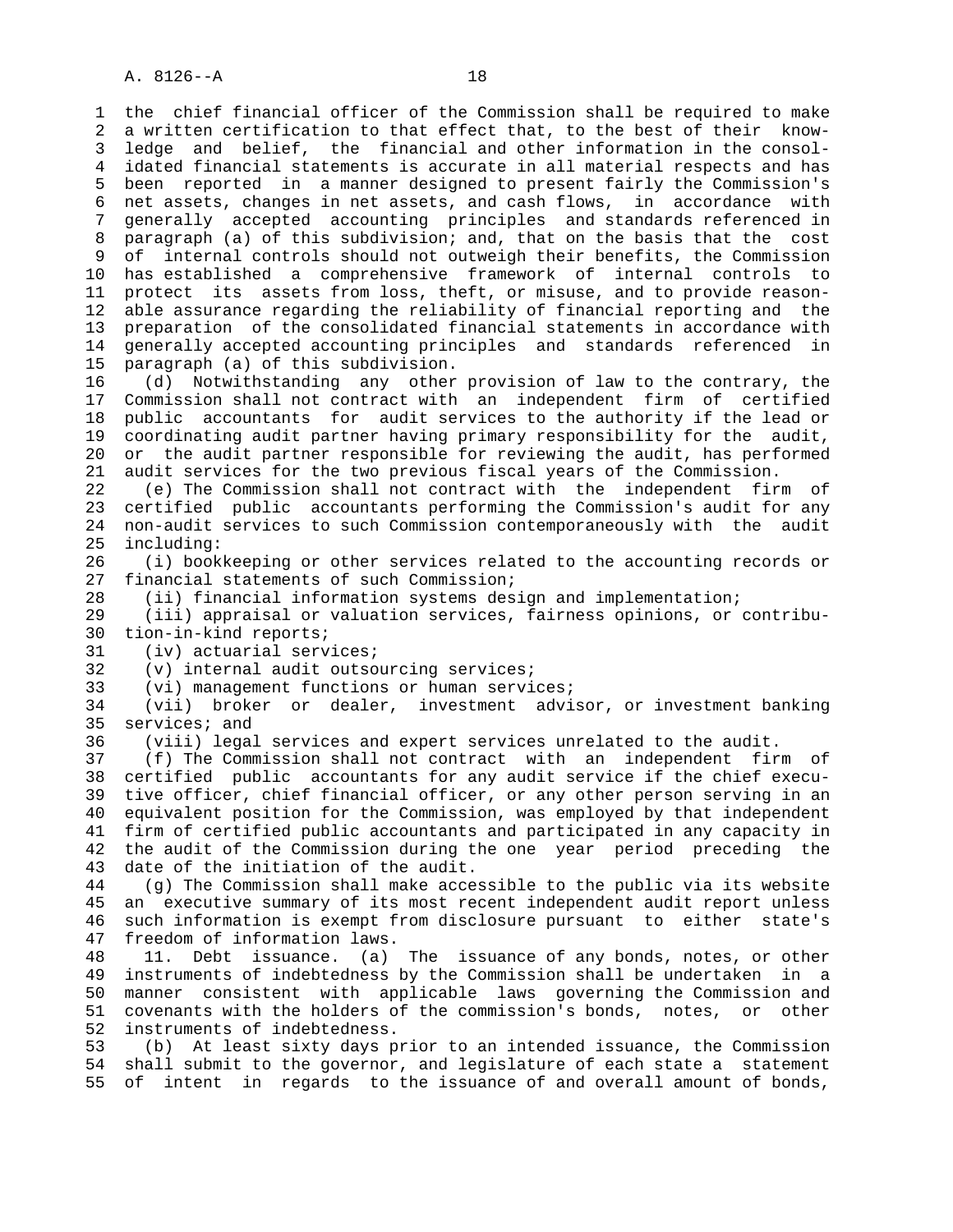the chief financial officer of the Commission shall be required to make a written certification to that effect that, to the best of their knowledge and belief, the financial and other information in the consolidated financial statements is accurate in all material respects and has been reported in a manner designed to present fairly the Commission's net assets, changes in net assets, and cash flows, in accordance with generally accepted accounting principles and standards referenced in paragraph (a) of this subdivision; and, that on the basis that the cost of internal controls should not outweigh their benefits, the Commission has established a comprehensive framework of internal controls to protect its assets from loss, theft, or misuse, and to provide reasonable assurance regarding the reliability of financial reporting and the preparation of the consolidated financial statements in accordance with generally accepted accounting principles and standards referenced in paragraph (a) of this subdivision.

(d) Notwithstanding any other provision of law to the contrary, the Commission shall not contract with an independent firm of certified public accountants for audit services to the authority if the lead or coordinating audit partner having primary responsibility for the audit, or the audit partner responsible for reviewing the audit, has performed audit services for the two previous fiscal years of the Commission.

(e) The Commission shall not contract with the independent firm of certified public accountants performing the Commission's audit for any non-audit services to such Commission contemporaneously with the audit including:

(i) bookkeeping or other services related to the accounting records or financial statements of such Commission;

(ii) financial information systems design and implementation;

(iii) appraisal or valuation services, fairness opinions, or contribution-in-kind reports;

(iv) actuarial services;

(v) internal audit outsourcing services;

(vi) management functions or human services;

(vii) broker or dealer, investment advisor, or investment banking services; and

(viii) legal services and expert services unrelated to the audit.

(f) The Commission shall not contract with an independent firm of certified public accountants for any audit service if the chief executive officer, chief financial officer, or any other person serving in an equivalent position for the Commission, was employed by that independent firm of certified public accountants and participated in any capacity in the audit of the Commission during the one year period preceding the date of the initiation of the audit.

(g) The Commission shall make accessible to the public via its website an executive summary of its most recent independent audit report unless such information is exempt from disclosure pursuant to either state's freedom of information laws.

11. Debt issuance. (a) The issuance of any bonds, notes, or other instruments of indebtedness by the Commission shall be undertaken in a manner consistent with applicable laws governing the Commission and covenants with the holders of the commission's bonds, notes, or other instruments of indebtedness.

(b) At least sixty days prior to an intended issuance, the Commission shall submit to the governor, and legislature of each state a statement of intent in regards to the issuance of and overall amount of bonds,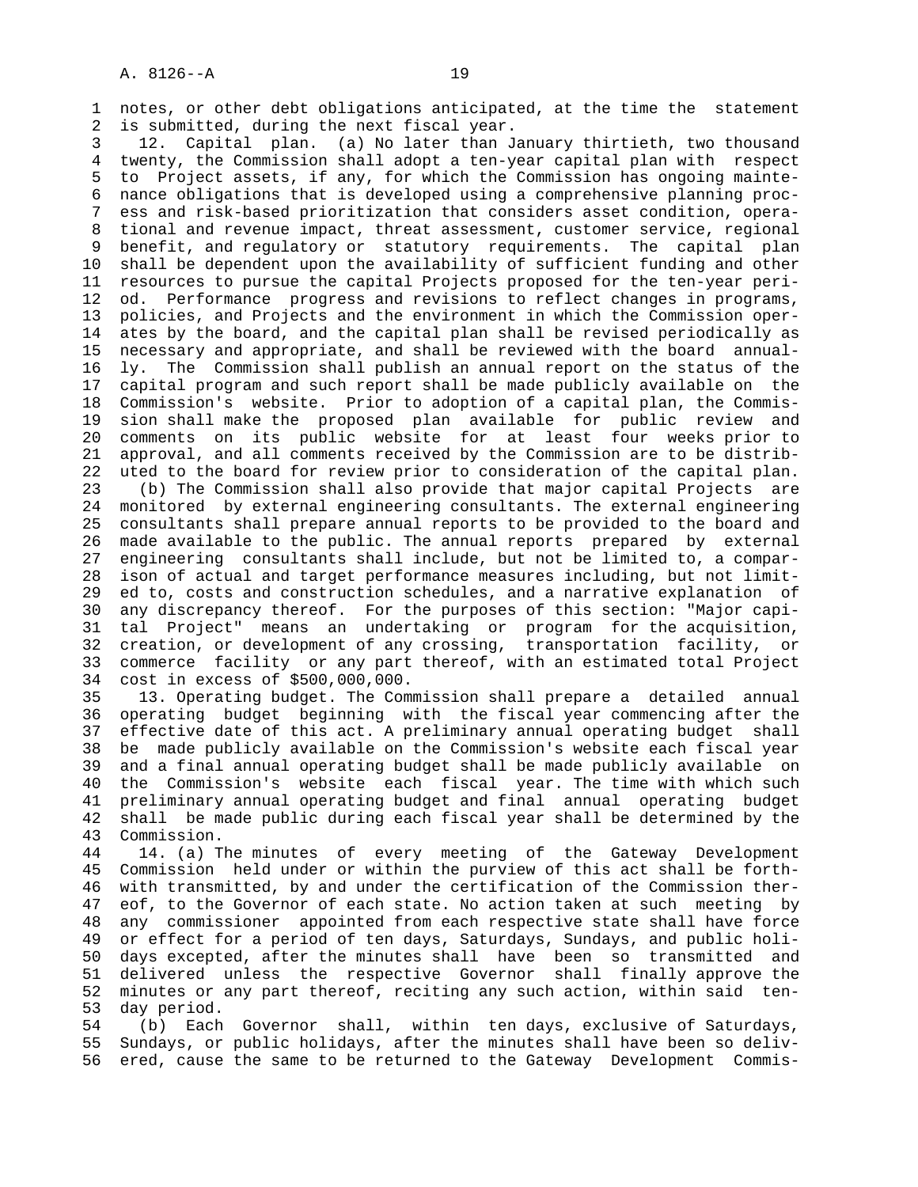notes, or other debt obligations anticipated, at the time the statement is submitted, during the next fiscal year.

12. Capital plan. (a) No later than January thirtieth, two thousand twenty, the Commission shall adopt a ten-year capital plan with respect to Project assets, if any, for which the Commission has ongoing maintenance obligations that is developed using a comprehensive planning process and risk-based prioritization that considers asset condition, operational and revenue impact, threat assessment, customer service, regional benefit, and regulatory or statutory requirements. The capital plan shall be dependent upon the availability of sufficient funding and other resources to pursue the capital Projects proposed for the ten-year period. Performance progress and revisions to reflect changes in programs, policies, and Projects and the environment in which the Commission operates by the board, and the capital plan shall be revised periodically as necessary and appropriate, and shall be reviewed with the board annually. The Commission shall publish an annual report on the status of the capital program and such report shall be made publicly available on the Commission's website. Prior to adoption of a capital plan, the Commission shall make the proposed plan available for public review and comments on its public website for at least four weeks prior to approval, and all comments received by the Commission are to be distributed to the board for review prior to consideration of the capital plan.

(b) The Commission shall also provide that major capital Projects are monitored by external engineering consultants. The external engineering consultants shall prepare annual reports to be provided to the board and made available to the public. The annual reports prepared by external engineering consultants shall include, but not be limited to, a comparison of actual and target performance measures including, but not limited to, costs and construction schedules, and a narrative explanation of any discrepancy thereof. For the purposes of this section: "Major capital Project" means an undertaking or program for the acquisition, creation, or development of any crossing, transportation facility, or commerce facility or any part thereof, with an estimated total Project cost in excess of $500,000,000.

13. Operating budget. The Commission shall prepare a detailed annual operating budget beginning with the fiscal year commencing after the effective date of this act. A preliminary annual operating budget shall be made publicly available on the Commission's website each fiscal year and a final annual operating budget shall be made publicly available on the Commission's website each fiscal year. The time with which such preliminary annual operating budget and final annual operating budget shall be made public during each fiscal year shall be determined by the Commission.

14. (a) The minutes of every meeting of the Gateway Development Commission held under or within the purview of this act shall be forthwith transmitted, by and under the certification of the Commission thereof, to the Governor of each state. No action taken at such meeting by any commissioner appointed from each respective state shall have force or effect for a period of ten days, Saturdays, Sundays, and public holidays excepted, after the minutes shall have been so transmitted and delivered unless the respective Governor shall finally approve the minutes or any part thereof, reciting any such action, within said ten-day period.

(b) Each Governor shall, within ten days, exclusive of Saturdays, Sundays, or public holidays, after the minutes shall have been so delivered, cause the same to be returned to the Gateway Development Commis-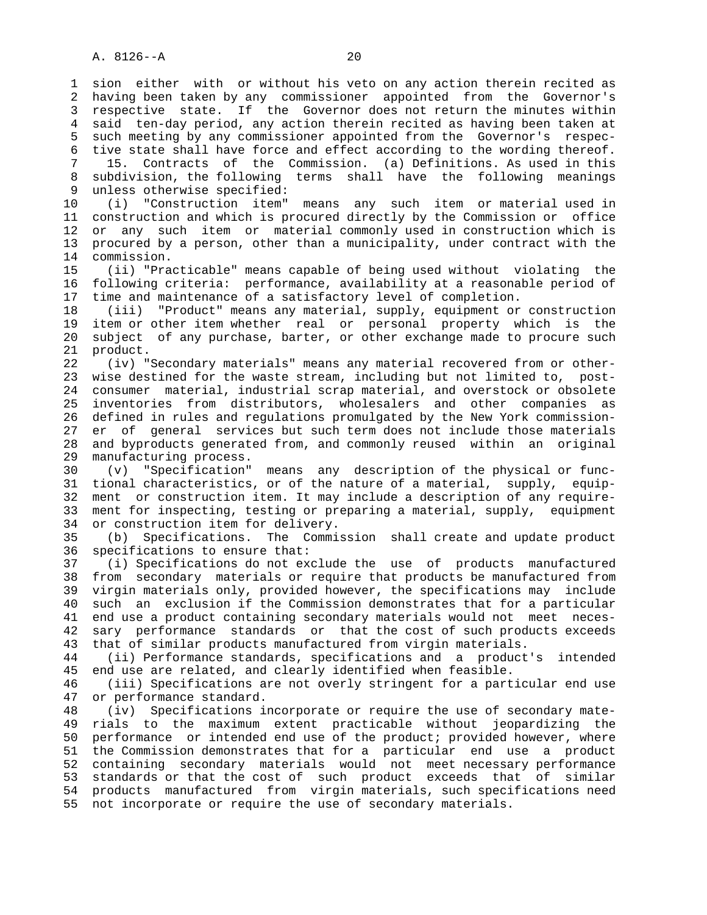sion either with or without his veto on any action therein recited as having been taken by any commissioner appointed from the Governor's respective state. If the Governor does not return the minutes within said ten-day period, any action therein recited as having been taken at such meeting by any commissioner appointed from the Governor's respective state shall have force and effect according to the wording thereof.

15. Contracts of the Commission. (a) Definitions. As used in this subdivision, the following terms shall have the following meanings unless otherwise specified:

(i) "Construction item" means any such item or material used in construction and which is procured directly by the Commission or office or any such item or material commonly used in construction which is procured by a person, other than a municipality, under contract with the commission.

(ii) "Practicable" means capable of being used without violating the following criteria: performance, availability at a reasonable period of time and maintenance of a satisfactory level of completion.

(iii) "Product" means any material, supply, equipment or construction item or other item whether real or personal property which is the subject of any purchase, barter, or other exchange made to procure such product.

(iv) "Secondary materials" means any material recovered from or otherwise destined for the waste stream, including but not limited to, post-consumer material, industrial scrap material, and overstock or obsolete inventories from distributors, wholesalers and other companies as defined in rules and regulations promulgated by the New York commissioner of general services but such term does not include those materials and byproducts generated from, and commonly reused within an original manufacturing process.

(v) "Specification" means any description of the physical or functional characteristics, or of the nature of a material, supply, equipment or construction item. It may include a description of any requirement for inspecting, testing or preparing a material, supply, equipment or construction item for delivery.

(b) Specifications. The Commission shall create and update product specifications to ensure that:

(i) Specifications do not exclude the use of products manufactured from secondary materials or require that products be manufactured from virgin materials only, provided however, the specifications may include such an exclusion if the Commission demonstrates that for a particular end use a product containing secondary materials would not meet necessary performance standards or that the cost of such products exceeds that of similar products manufactured from virgin materials.

(ii) Performance standards, specifications and a product's intended end use are related, and clearly identified when feasible.

(iii) Specifications are not overly stringent for a particular end use or performance standard.

(iv) Specifications incorporate or require the use of secondary materials to the maximum extent practicable without jeopardizing the performance or intended end use of the product; provided however, where the Commission demonstrates that for a particular end use a product containing secondary materials would not meet necessary performance standards or that the cost of such product exceeds that of similar products manufactured from virgin materials, such specifications need not incorporate or require the use of secondary materials.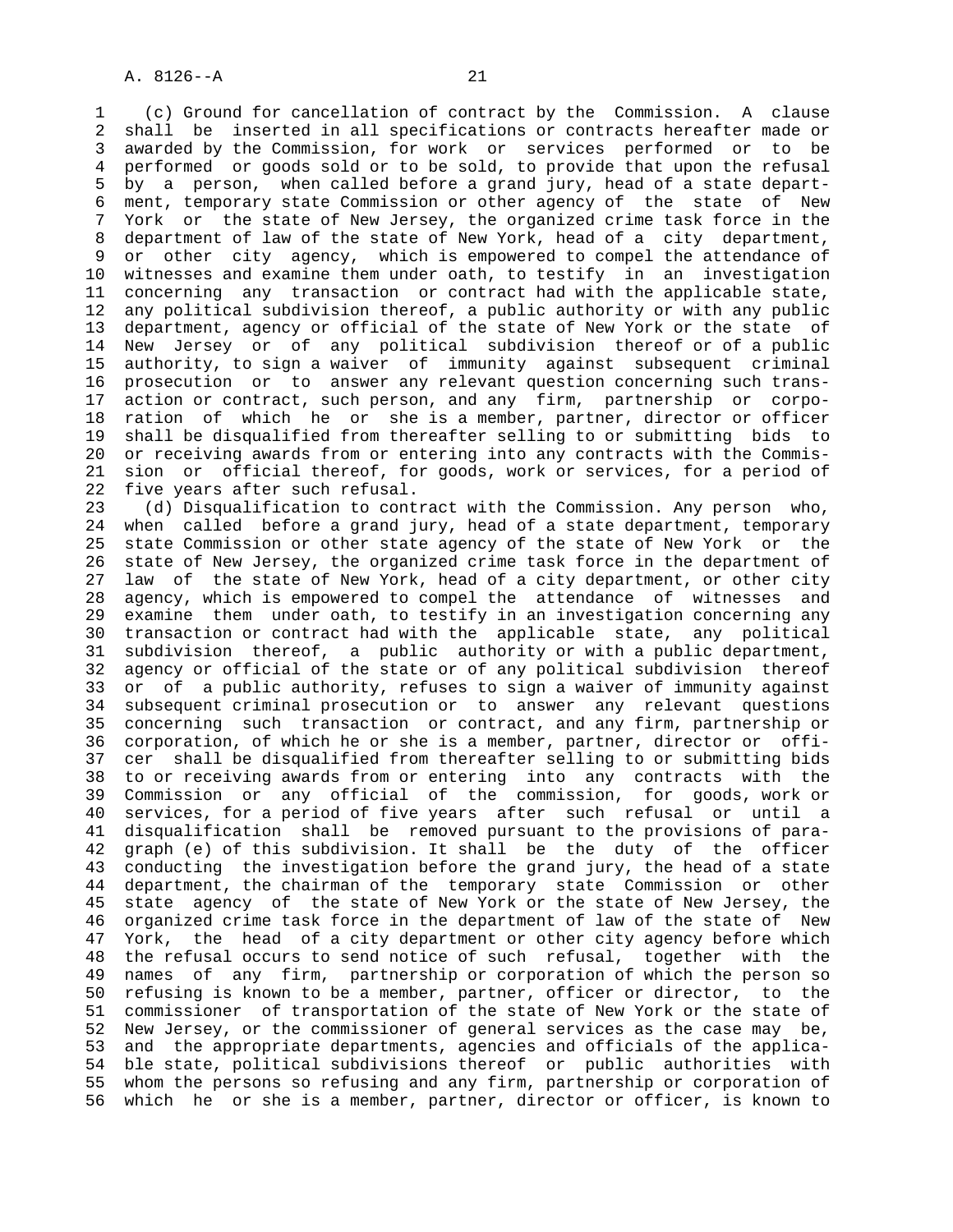(c) Ground for cancellation of contract by the Commission. A clause shall be inserted in all specifications or contracts hereafter made or awarded by the Commission, for work or services performed or to be performed or goods sold or to be sold, to provide that upon the refusal by a person, when called before a grand jury, head of a state department, temporary state Commission or other agency of the state of New York or the state of New Jersey, the organized crime task force in the department of law of the state of New York, head of a city department, or other city agency, which is empowered to compel the attendance of witnesses and examine them under oath, to testify in an investigation concerning any transaction or contract had with the applicable state, any political subdivision thereof, a public authority or with any public department, agency or official of the state of New York or the state of New Jersey or of any political subdivision thereof or of a public authority, to sign a waiver of immunity against subsequent criminal prosecution or to answer any relevant question concerning such transaction or contract, such person, and any firm, partnership or corporation of which he or she is a member, partner, director or officer shall be disqualified from thereafter selling to or submitting bids to or receiving awards from or entering into any contracts with the Commission or official thereof, for goods, work or services, for a period of five years after such refusal.

(d) Disqualification to contract with the Commission. Any person who, when called before a grand jury, head of a state department, temporary state Commission or other state agency of the state of New York or the state of New Jersey, the organized crime task force in the department of law of the state of New York, head of a city department, or other city agency, which is empowered to compel the attendance of witnesses and examine them under oath, to testify in an investigation concerning any transaction or contract had with the applicable state, any political subdivision thereof, a public authority or with a public department, agency or official of the state or of any political subdivision thereof or of a public authority, refuses to sign a waiver of immunity against subsequent criminal prosecution or to answer any relevant questions concerning such transaction or contract, and any firm, partnership or corporation, of which he or she is a member, partner, director or officer shall be disqualified from thereafter selling to or submitting bids to or receiving awards from or entering into any contracts with the Commission or any official of the commission, for goods, work or services, for a period of five years after such refusal or until a disqualification shall be removed pursuant to the provisions of paragraph (e) of this subdivision. It shall be the duty of the officer conducting the investigation before the grand jury, the head of a state department, the chairman of the temporary state Commission or other state agency of the state of New York or the state of New Jersey, the organized crime task force in the department of law of the state of New York, the head of a city department or other city agency before which the refusal occurs to send notice of such refusal, together with the names of any firm, partnership or corporation of which the person so refusing is known to be a member, partner, officer or director, to the commissioner of transportation of the state of New York or the state of New Jersey, or the commissioner of general services as the case may be, and the appropriate departments, agencies and officials of the applicable state, political subdivisions thereof or public authorities with whom the persons so refusing and any firm, partnership or corporation of which he or she is a member, partner, director or officer, is known to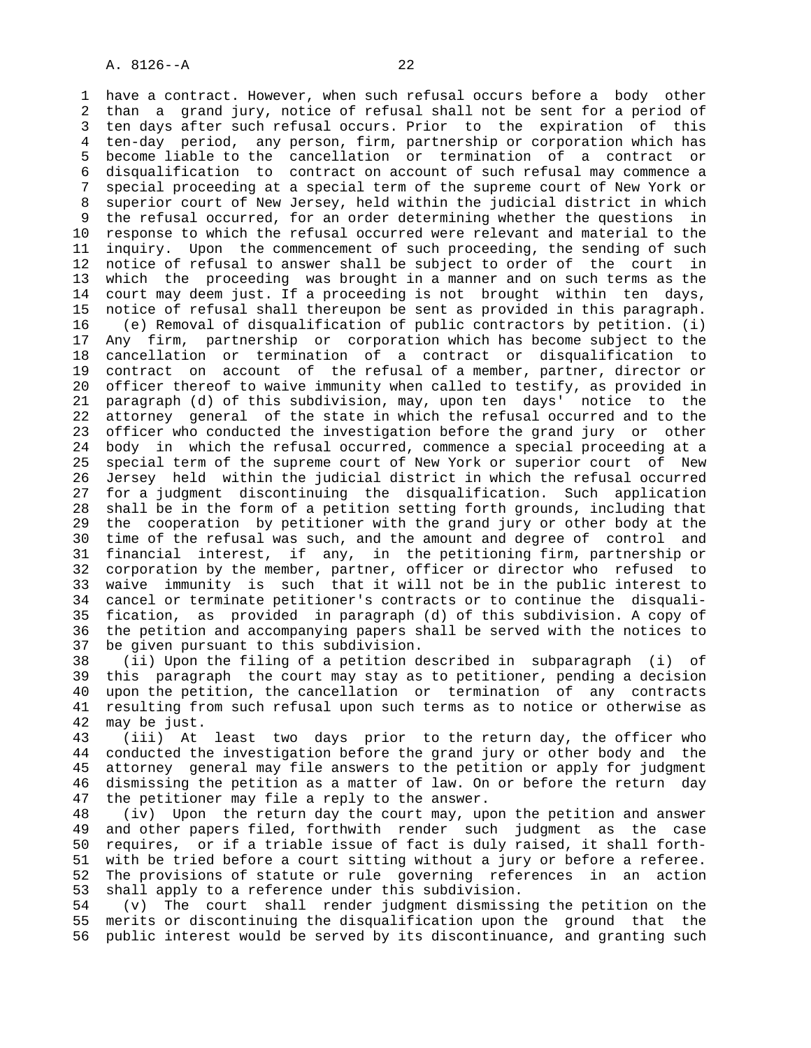have a contract. However, when such refusal occurs before a body other than a grand jury, notice of refusal shall not be sent for a period of ten days after such refusal occurs. Prior to the expiration of this ten-day period, any person, firm, partnership or corporation which has become liable to the cancellation or termination of a contract or disqualification to contract on account of such refusal may commence a special proceeding at a special term of the supreme court of New York or superior court of New Jersey, held within the judicial district in which the refusal occurred, for an order determining whether the questions in response to which the refusal occurred were relevant and material to the inquiry. Upon the commencement of such proceeding, the sending of such notice of refusal to answer shall be subject to order of the court in which the proceeding was brought in a manner and on such terms as the court may deem just. If a proceeding is not brought within ten days, notice of refusal shall thereupon be sent as provided in this paragraph.

(e) Removal of disqualification of public contractors by petition. (i) Any firm, partnership or corporation which has become subject to the cancellation or termination of a contract or disqualification to contract on account of the refusal of a member, partner, director or officer thereof to waive immunity when called to testify, as provided in paragraph (d) of this subdivision, may, upon ten days' notice to the attorney general of the state in which the refusal occurred and to the officer who conducted the investigation before the grand jury or other body in which the refusal occurred, commence a special proceeding at a special term of the supreme court of New York or superior court of New Jersey held within the judicial district in which the refusal occurred for a judgment discontinuing the disqualification. Such application shall be in the form of a petition setting forth grounds, including that the cooperation by petitioner with the grand jury or other body at the time of the refusal was such, and the amount and degree of control and financial interest, if any, in the petitioning firm, partnership or corporation by the member, partner, officer or director who refused to waive immunity is such that it will not be in the public interest to cancel or terminate petitioner's contracts or to continue the disqualification, as provided in paragraph (d) of this subdivision. A copy of the petition and accompanying papers shall be served with the notices to be given pursuant to this subdivision.

(ii) Upon the filing of a petition described in subparagraph (i) of this paragraph the court may stay as to petitioner, pending a decision upon the petition, the cancellation or termination of any contracts resulting from such refusal upon such terms as to notice or otherwise as may be just.

(iii) At least two days prior to the return day, the officer who conducted the investigation before the grand jury or other body and the attorney general may file answers to the petition or apply for judgment dismissing the petition as a matter of law. On or before the return day the petitioner may file a reply to the answer.

(iv) Upon the return day the court may, upon the petition and answer and other papers filed, forthwith render such judgment as the case requires, or if a triable issue of fact is duly raised, it shall forthwith be tried before a court sitting without a jury or before a referee. The provisions of statute or rule governing references in an action shall apply to a reference under this subdivision.

(v) The court shall render judgment dismissing the petition on the merits or discontinuing the disqualification upon the ground that the public interest would be served by its discontinuance, and granting such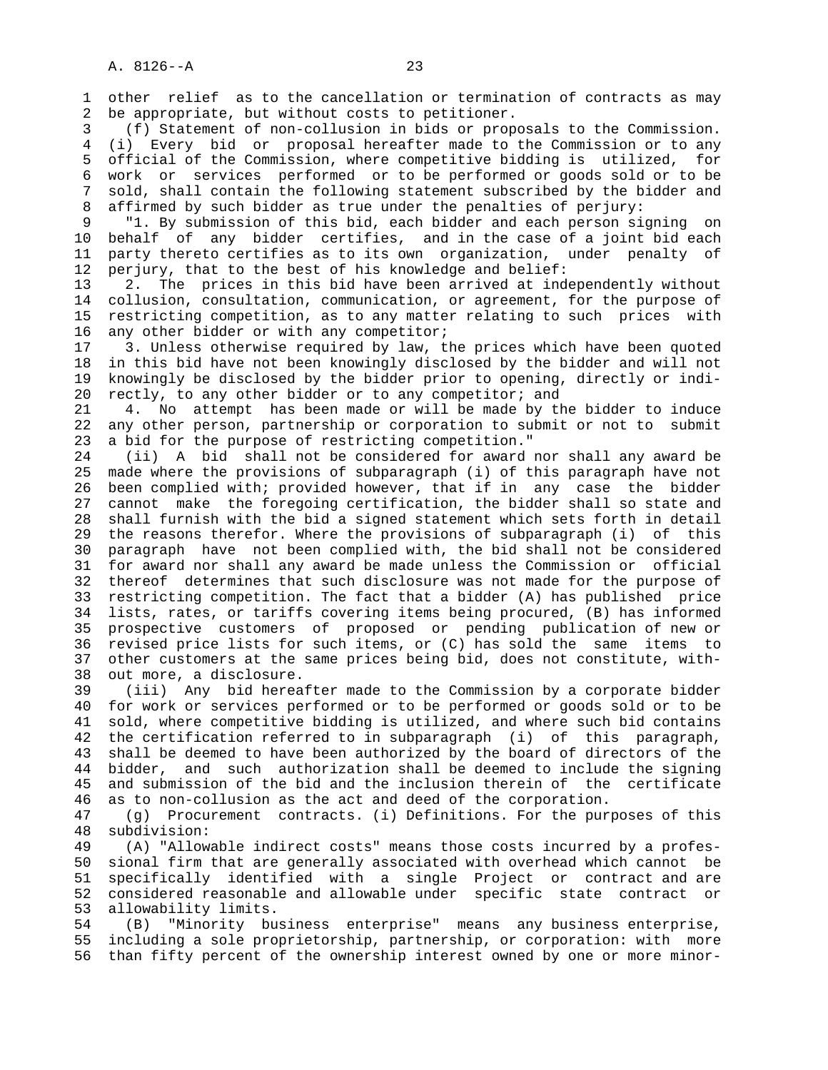other relief as to the cancellation or termination of contracts as may be appropriate, but without costs to petitioner.

(f) Statement of non-collusion in bids or proposals to the Commission. (i) Every bid or proposal hereafter made to the Commission or to any official of the Commission, where competitive bidding is utilized, for work or services performed or to be performed or goods sold or to be sold, shall contain the following statement subscribed by the bidder and affirmed by such bidder as true under the penalties of perjury:

"1. By submission of this bid, each bidder and each person signing on behalf of any bidder certifies, and in the case of a joint bid each party thereto certifies as to its own organization, under penalty of perjury, that to the best of his knowledge and belief:

2. The prices in this bid have been arrived at independently without collusion, consultation, communication, or agreement, for the purpose of restricting competition, as to any matter relating to such prices with any other bidder or with any competitor;

3. Unless otherwise required by law, the prices which have been quoted in this bid have not been knowingly disclosed by the bidder and will not knowingly be disclosed by the bidder prior to opening, directly or indirectly, to any other bidder or to any competitor; and

4. No attempt has been made or will be made by the bidder to induce any other person, partnership or corporation to submit or not to submit a bid for the purpose of restricting competition."

(ii) A bid shall not be considered for award nor shall any award be made where the provisions of subparagraph (i) of this paragraph have not been complied with; provided however, that if in any case the bidder cannot make the foregoing certification, the bidder shall so state and shall furnish with the bid a signed statement which sets forth in detail the reasons therefor. Where the provisions of subparagraph (i) of this paragraph have not been complied with, the bid shall not be considered for award nor shall any award be made unless the Commission or official thereof determines that such disclosure was not made for the purpose of restricting competition. The fact that a bidder (A) has published price lists, rates, or tariffs covering items being procured, (B) has informed prospective customers of proposed or pending publication of new or revised price lists for such items, or (C) has sold the same items to other customers at the same prices being bid, does not constitute, without more, a disclosure.

(iii) Any bid hereafter made to the Commission by a corporate bidder for work or services performed or to be performed or goods sold or to be sold, where competitive bidding is utilized, and where such bid contains the certification referred to in subparagraph (i) of this paragraph, shall be deemed to have been authorized by the board of directors of the bidder, and such authorization shall be deemed to include the signing and submission of the bid and the inclusion therein of the certificate as to non-collusion as the act and deed of the corporation.

(g) Procurement contracts. (i) Definitions. For the purposes of this subdivision:

(A) "Allowable indirect costs" means those costs incurred by a professional firm that are generally associated with overhead which cannot be specifically identified with a single Project or contract and are considered reasonable and allowable under specific state contract or allowability limits.

(B) "Minority business enterprise" means any business enterprise, including a sole proprietorship, partnership, or corporation: with more than fifty percent of the ownership interest owned by one or more minor-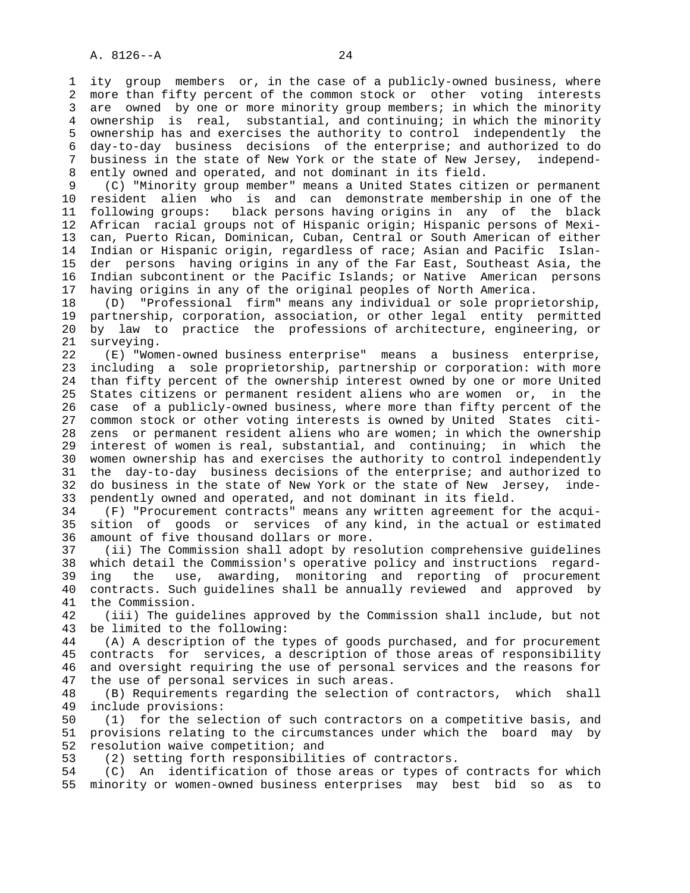ity group members or, in the case of a publicly-owned business, where more than fifty percent of the common stock or other voting interests are owned by one or more minority group members; in which the minority ownership is real, substantial, and continuing; in which the minority ownership has and exercises the authority to control independently the day-to-day business decisions of the enterprise; and authorized to do business in the state of New York or the state of New Jersey, independently owned and operated, and not dominant in its field.

(C) "Minority group member" means a United States citizen or permanent resident alien who is and can demonstrate membership in one of the following groups: black persons having origins in any of the black African racial groups not of Hispanic origin; Hispanic persons of Mexican, Puerto Rican, Dominican, Cuban, Central or South American of either Indian or Hispanic origin, regardless of race; Asian and Pacific Islander persons having origins in any of the Far East, Southeast Asia, the Indian subcontinent or the Pacific Islands; or Native American persons having origins in any of the original peoples of North America.

(D) "Professional firm" means any individual or sole proprietorship, partnership, corporation, association, or other legal entity permitted by law to practice the professions of architecture, engineering, or surveying.

(E) "Women-owned business enterprise" means a business enterprise, including a sole proprietorship, partnership or corporation: with more than fifty percent of the ownership interest owned by one or more United States citizens or permanent resident aliens who are women or, in the case of a publicly-owned business, where more than fifty percent of the common stock or other voting interests is owned by United States citizens or permanent resident aliens who are women; in which the ownership interest of women is real, substantial, and continuing; in which the women ownership has and exercises the authority to control independently the day-to-day business decisions of the enterprise; and authorized to do business in the state of New York or the state of New Jersey, independently owned and operated, and not dominant in its field.

(F) "Procurement contracts" means any written agreement for the acquisition of goods or services of any kind, in the actual or estimated amount of five thousand dollars or more.

(ii) The Commission shall adopt by resolution comprehensive guidelines which detail the Commission's operative policy and instructions regarding the use, awarding, monitoring and reporting of procurement contracts. Such guidelines shall be annually reviewed and approved by the Commission.

(iii) The guidelines approved by the Commission shall include, but not be limited to the following:

(A) A description of the types of goods purchased, and for procurement contracts for services, a description of those areas of responsibility and oversight requiring the use of personal services and the reasons for the use of personal services in such areas.

(B) Requirements regarding the selection of contractors, which shall include provisions:

(1) for the selection of such contractors on a competitive basis, and provisions relating to the circumstances under which the board may by resolution waive competition; and

(2) setting forth responsibilities of contractors.

(C) An identification of those areas or types of contracts for which minority or women-owned business enterprises may best bid so as to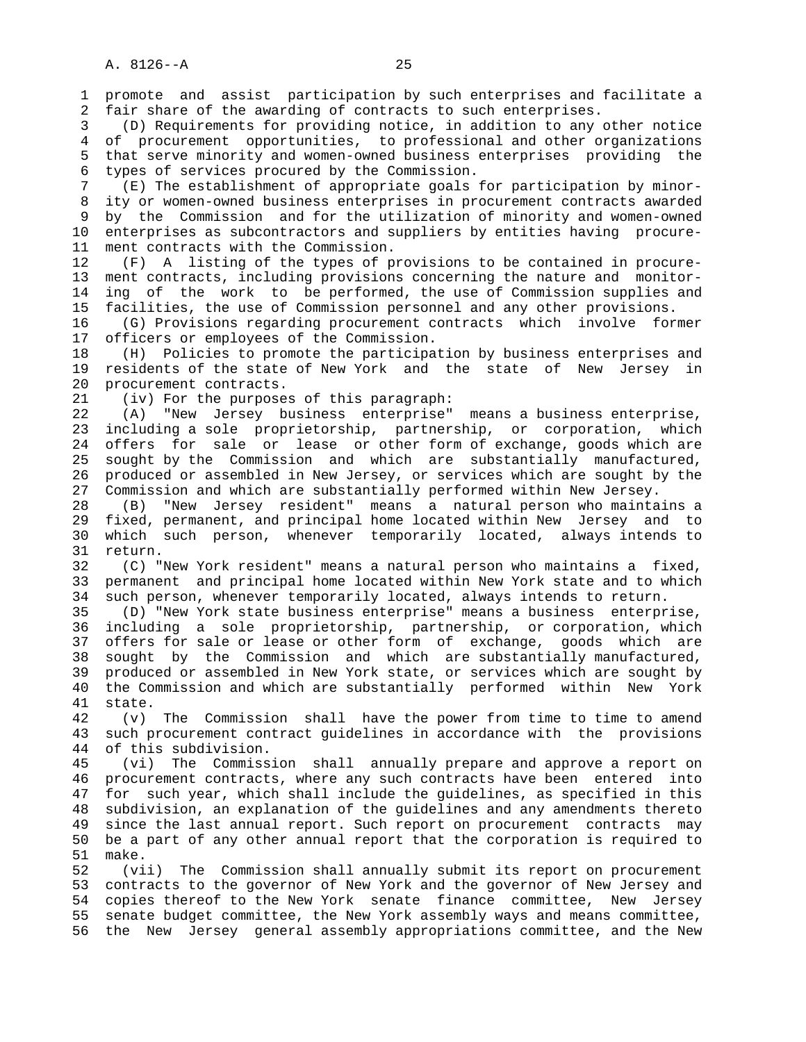promote and assist participation by such enterprises and facilitate a fair share of the awarding of contracts to such enterprises.

(D) Requirements for providing notice, in addition to any other notice of procurement opportunities, to professional and other organizations that serve minority and women-owned business enterprises providing the types of services procured by the Commission.

(E) The establishment of appropriate goals for participation by minority or women-owned business enterprises in procurement contracts awarded by the Commission and for the utilization of minority and women-owned enterprises as subcontractors and suppliers by entities having procurement contracts with the Commission.

(F) A listing of the types of provisions to be contained in procurement contracts, including provisions concerning the nature and monitoring of the work to be performed, the use of Commission supplies and facilities, the use of Commission personnel and any other provisions.

(G) Provisions regarding procurement contracts which involve former officers or employees of the Commission.

(H) Policies to promote the participation by business enterprises and residents of the state of New York and the state of New Jersey in procurement contracts.

(iv) For the purposes of this paragraph:

(A) "New Jersey business enterprise" means a business enterprise, including a sole proprietorship, partnership, or corporation, which offers for sale or lease or other form of exchange, goods which are sought by the Commission and which are substantially manufactured, produced or assembled in New Jersey, or services which are sought by the Commission and which are substantially performed within New Jersey.

(B) "New Jersey resident" means a natural person who maintains a fixed, permanent, and principal home located within New Jersey and to which such person, whenever temporarily located, always intends to return.

(C) "New York resident" means a natural person who maintains a fixed, permanent and principal home located within New York state and to which such person, whenever temporarily located, always intends to return.

(D) "New York state business enterprise" means a business enterprise, including a sole proprietorship, partnership, or corporation, which offers for sale or lease or other form of exchange, goods which are sought by the Commission and which are substantially manufactured, produced or assembled in New York state, or services which are sought by the Commission and which are substantially performed within New York state.

(v) The Commission shall have the power from time to time to amend such procurement contract guidelines in accordance with the provisions of this subdivision.

(vi) The Commission shall annually prepare and approve a report on procurement contracts, where any such contracts have been entered into for such year, which shall include the guidelines, as specified in this subdivision, an explanation of the guidelines and any amendments thereto since the last annual report. Such report on procurement contracts may be a part of any other annual report that the corporation is required to make.

(vii) The Commission shall annually submit its report on procurement contracts to the governor of New York and the governor of New Jersey and copies thereof to the New York senate finance committee, New Jersey senate budget committee, the New York assembly ways and means committee, the New Jersey general assembly appropriations committee, and the New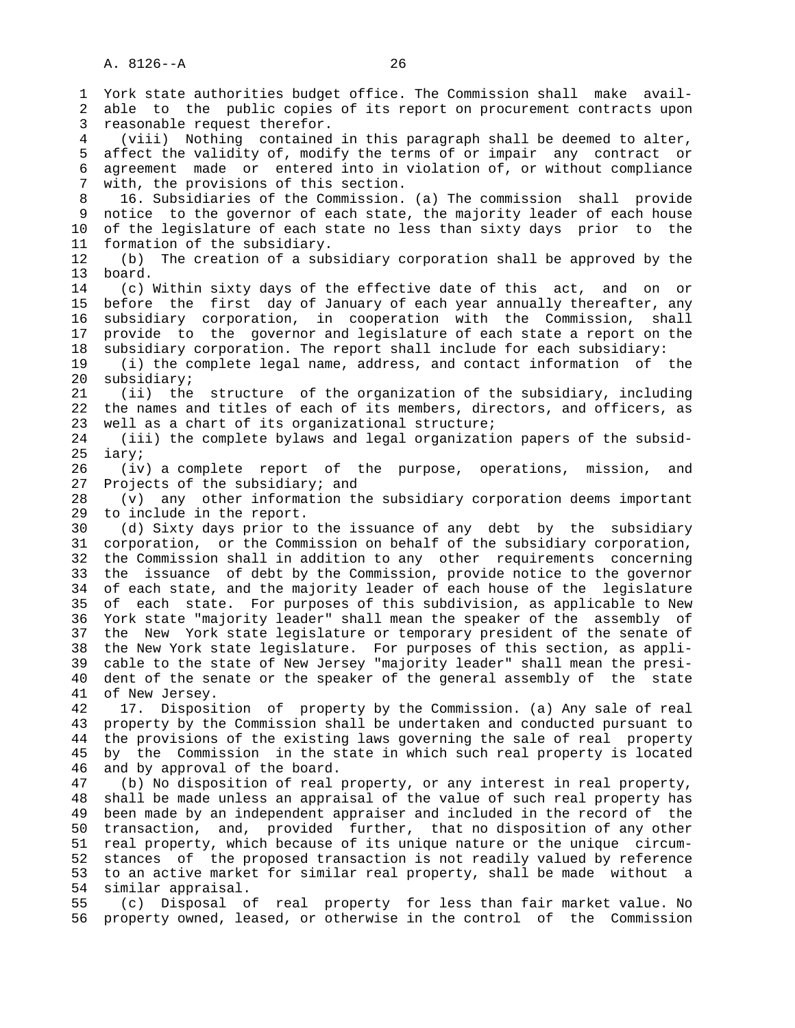York state authorities budget office. The Commission shall make available to the public copies of its report on procurement contracts upon reasonable request therefor.

(viii) Nothing contained in this paragraph shall be deemed to alter, affect the validity of, modify the terms of or impair any contract or agreement made or entered into in violation of, or without compliance with, the provisions of this section.

16. Subsidiaries of the Commission. (a) The commission shall provide notice to the governor of each state, the majority leader of each house of the legislature of each state no less than sixty days prior to the formation of the subsidiary.

(b) The creation of a subsidiary corporation shall be approved by the board.

(c) Within sixty days of the effective date of this act, and on or before the first day of January of each year annually thereafter, any subsidiary corporation, in cooperation with the Commission, shall provide to the governor and legislature of each state a report on the subsidiary corporation. The report shall include for each subsidiary:

(i) the complete legal name, address, and contact information of the subsidiary;

(ii) the structure of the organization of the subsidiary, including the names and titles of each of its members, directors, and officers, as well as a chart of its organizational structure;

(iii) the complete bylaws and legal organization papers of the subsidiary;

(iv) a complete report of the purpose, operations, mission, and Projects of the subsidiary; and

(v) any other information the subsidiary corporation deems important to include in the report.

(d) Sixty days prior to the issuance of any debt by the subsidiary corporation, or the Commission on behalf of the subsidiary corporation, the Commission shall in addition to any other requirements concerning the issuance of debt by the Commission, provide notice to the governor of each state, and the majority leader of each house of the legislature of each state. For purposes of this subdivision, as applicable to New York state "majority leader" shall mean the speaker of the assembly of the New York state legislature or temporary president of the senate of the New York state legislature. For purposes of this section, as applicable to the state of New Jersey "majority leader" shall mean the president of the senate or the speaker of the general assembly of the state of New Jersey.

17. Disposition of property by the Commission. (a) Any sale of real property by the Commission shall be undertaken and conducted pursuant to the provisions of the existing laws governing the sale of real property by the Commission in the state in which such real property is located and by approval of the board.

(b) No disposition of real property, or any interest in real property, shall be made unless an appraisal of the value of such real property has been made by an independent appraiser and included in the record of the transaction, and, provided further, that no disposition of any other real property, which because of its unique nature or the unique circumstances of the proposed transaction is not readily valued by reference to an active market for similar real property, shall be made without a similar appraisal.

(c) Disposal of real property for less than fair market value. No property owned, leased, or otherwise in the control of the Commission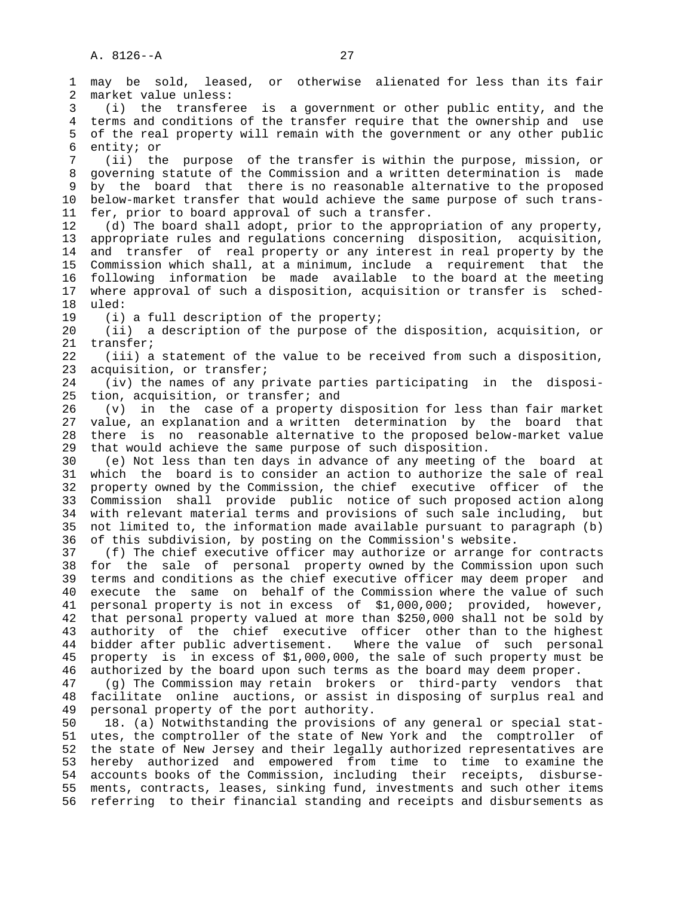may be sold, leased, or otherwise alienated for less than its fair market value unless:

(i) the transferee is a government or other public entity, and the terms and conditions of the transfer require that the ownership and use of the real property will remain with the government or any other public entity; or

(ii) the purpose of the transfer is within the purpose, mission, or governing statute of the Commission and a written determination is made by the board that there is no reasonable alternative to the proposed below-market transfer that would achieve the same purpose of such transfer, prior to board approval of such a transfer.

(d) The board shall adopt, prior to the appropriation of any property, appropriate rules and regulations concerning disposition, acquisition, and transfer of real property or any interest in real property by the Commission which shall, at a minimum, include a requirement that the following information be made available to the board at the meeting where approval of such a disposition, acquisition or transfer is scheduled:

(i) a full description of the property;

(ii) a description of the purpose of the disposition, acquisition, or transfer;

(iii) a statement of the value to be received from such a disposition, acquisition, or transfer;

(iv) the names of any private parties participating in the disposition, acquisition, or transfer; and

(v) in the case of a property disposition for less than fair market value, an explanation and a written determination by the board that there is no reasonable alternative to the proposed below-market value that would achieve the same purpose of such disposition.

(e) Not less than ten days in advance of any meeting of the board at which the board is to consider an action to authorize the sale of real property owned by the Commission, the chief executive officer of the Commission shall provide public notice of such proposed action along with relevant material terms and provisions of such sale including, but not limited to, the information made available pursuant to paragraph (b) of this subdivision, by posting on the Commission's website.

(f) The chief executive officer may authorize or arrange for contracts for the sale of personal property owned by the Commission upon such terms and conditions as the chief executive officer may deem proper and execute the same on behalf of the Commission where the value of such personal property is not in excess of $1,000,000; provided, however, that personal property valued at more than $250,000 shall not be sold by authority of the chief executive officer other than to the highest bidder after public advertisement. Where the value of such personal property is in excess of $1,000,000, the sale of such property must be authorized by the board upon such terms as the board may deem proper.

(g) The Commission may retain brokers or third-party vendors that facilitate online auctions, or assist in disposing of surplus real and personal property of the port authority.

18. (a) Notwithstanding the provisions of any general or special statutes, the comptroller of the state of New York and the comptroller of the state of New Jersey and their legally authorized representatives are hereby authorized and empowered from time to time to examine the accounts books of the Commission, including their receipts, disbursements, contracts, leases, sinking fund, investments and such other items referring to their financial standing and receipts and disbursements as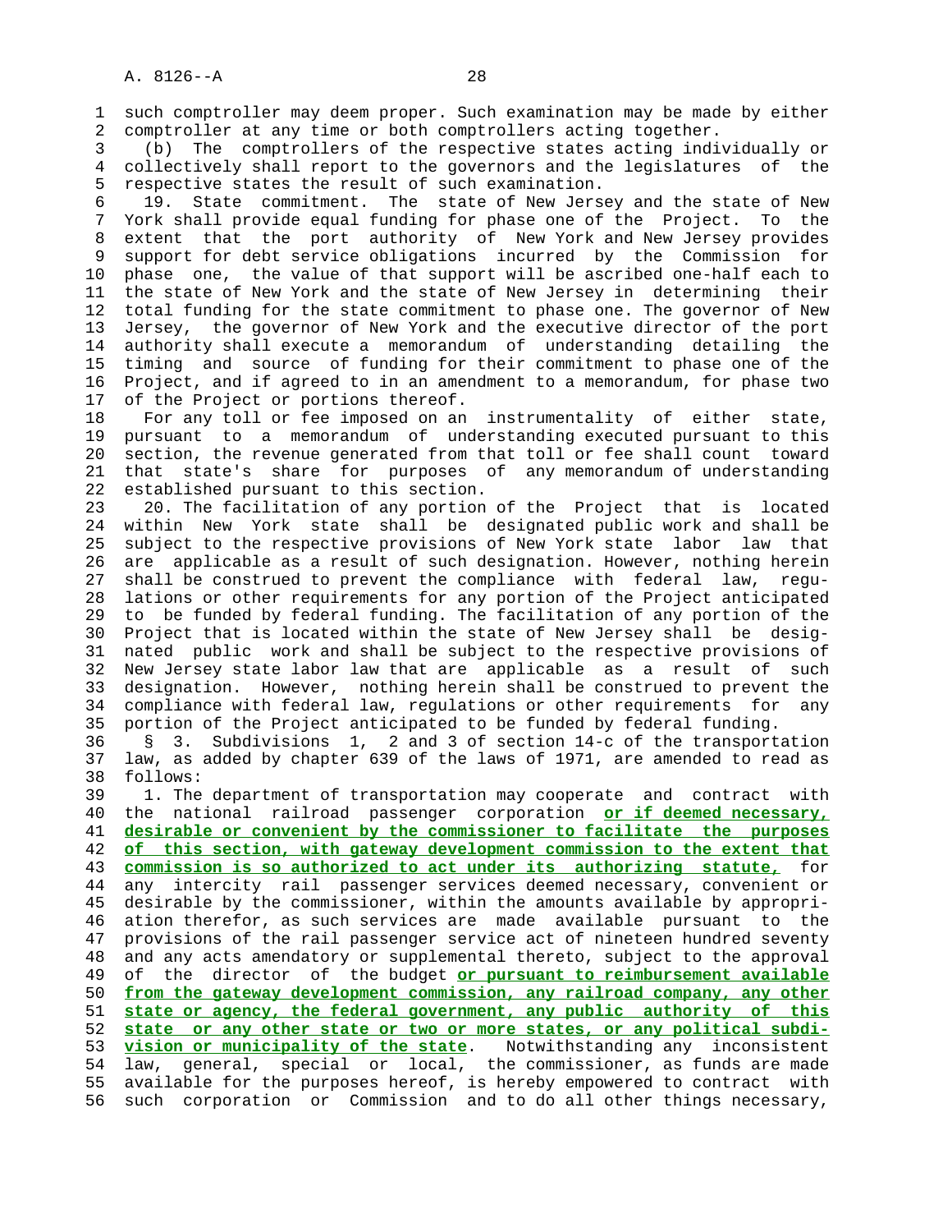such comptroller may deem proper. Such examination may be made by either comptroller at any time or both comptrollers acting together.

(b) The comptrollers of the respective states acting individually or collectively shall report to the governors and the legislatures of the respective states the result of such examination.

19. State commitment. The state of New Jersey and the state of New York shall provide equal funding for phase one of the Project. To the extent that the port authority of New York and New Jersey provides support for debt service obligations incurred by the Commission for phase one, the value of that support will be ascribed one-half each to the state of New York and the state of New Jersey in determining their total funding for the state commitment to phase one. The governor of New Jersey, the governor of New York and the executive director of the port authority shall execute a memorandum of understanding detailing the timing and source of funding for their commitment to phase one of the Project, and if agreed to in an amendment to a memorandum, for phase two of the Project or portions thereof.

For any toll or fee imposed on an instrumentality of either state, pursuant to a memorandum of understanding executed pursuant to this section, the revenue generated from that toll or fee shall count toward that state's share for purposes of any memorandum of understanding established pursuant to this section.

20. The facilitation of any portion of the Project that is located within New York state shall be designated public work and shall be subject to the respective provisions of New York state labor law that are applicable as a result of such designation. However, nothing herein shall be construed to prevent the compliance with federal law, regulations or other requirements for any portion of the Project anticipated to be funded by federal funding. The facilitation of any portion of the Project that is located within the state of New Jersey shall be designated public work and shall be subject to the respective provisions of New Jersey state labor law that are applicable as a result of such designation. However, nothing herein shall be construed to prevent the compliance with federal law, regulations or other requirements for any portion of the Project anticipated to be funded by federal funding.

§ 3. Subdivisions 1, 2 and 3 of section 14-c of the transportation law, as added by chapter 639 of the laws of 1971, are amended to read as follows:

1. The department of transportation may cooperate and contract with the national railroad passenger corporation **or if deemed necessary, desirable or convenient by the commissioner to facilitate the purposes of this section, with gateway development commission to the extent that commission is so authorized to act under its authorizing statute,** for any intercity rail passenger services deemed necessary, convenient or desirable by the commissioner, within the amounts available by appropriation therefor, as such services are made available pursuant to the provisions of the rail passenger service act of nineteen hundred seventy and any acts amendatory or supplemental thereto, subject to the approval of the director of the budget **or pursuant to reimbursement available from the gateway development commission, any railroad company, any other state or agency, the federal government, any public authority of this state or any other state or two or more states, or any political subdivision or municipality of the state**. Notwithstanding any inconsistent law, general, special or local, the commissioner, as funds are made available for the purposes hereof, is hereby empowered to contract with such corporation or Commission and to do all other things necessary,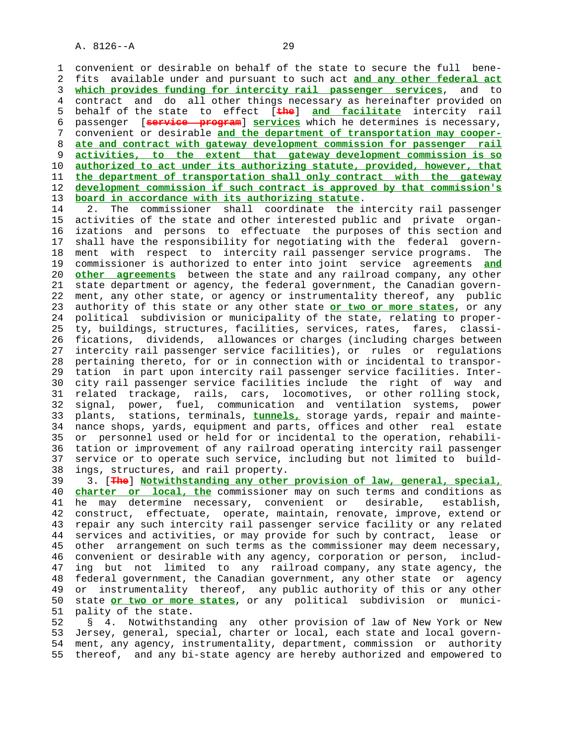convenient or desirable on behalf of the state to secure the full benefits available under and pursuant to such act **and any other federal act which provides funding for intercity rail passenger services**, and to contract and do all other things necessary as hereinafter provided on behalf of the state to effect [~~the~~] **and facilitate** intercity rail passenger [~~service program~~] **services** which he determines is necessary, convenient or desirable **and the department of transportation may cooperate and contract with gateway development commission for passenger rail activities, to the extent that gateway development commission is so authorized to act under its authorizing statute, provided, however, that the department of transportation shall only contract with the gateway development commission if such contract is approved by that commission's board in accordance with its authorizing statute**.

2. The commissioner shall coordinate the intercity rail passenger activities of the state and other interested public and private organizations and persons to effectuate the purposes of this section and shall have the responsibility for negotiating with the federal government with respect to intercity rail passenger service programs. The commissioner is authorized to enter into joint service agreements **and other agreements** between the state and any railroad company, any other state department or agency, the federal government, the Canadian government, any other state, or agency or instrumentality thereof, any public authority of this state or any other state **or two or more states**, or any political subdivision or municipality of the state, relating to property, buildings, structures, facilities, services, rates, fares, classifications, dividends, allowances or charges (including charges between intercity rail passenger service facilities), or rules or regulations pertaining thereto, for or in connection with or incidental to transportation in part upon intercity rail passenger service facilities. Intercity rail passenger service facilities include the right of way and related trackage, rails, cars, locomotives, or other rolling stock, signal, power, fuel, communication and ventilation systems, power plants, stations, terminals, **tunnels,** storage yards, repair and maintenance shops, yards, equipment and parts, offices and other real estate or personnel used or held for or incidental to the operation, rehabilitation or improvement of any railroad operating intercity rail passenger service or to operate such service, including but not limited to buildings, structures, and rail property.

3. [~~The~~] **Notwithstanding any other provision of law, general, special, charter or local, the** commissioner may on such terms and conditions as he may determine necessary, convenient or desirable, establish, construct, effectuate, operate, maintain, renovate, improve, extend or repair any such intercity rail passenger service facility or any related services and activities, or may provide for such by contract, lease or other arrangement on such terms as the commissioner may deem necessary, convenient or desirable with any agency, corporation or person, including but not limited to any railroad company, any state agency, the federal government, the Canadian government, any other state or agency or instrumentality thereof, any public authority of this or any other state **or two or more states**, or any political subdivision or municipality of the state.

§ 4. Notwithstanding any other provision of law of New York or New Jersey, general, special, charter or local, each state and local government, any agency, instrumentality, department, commission or authority thereof, and any bi-state agency are hereby authorized and empowered to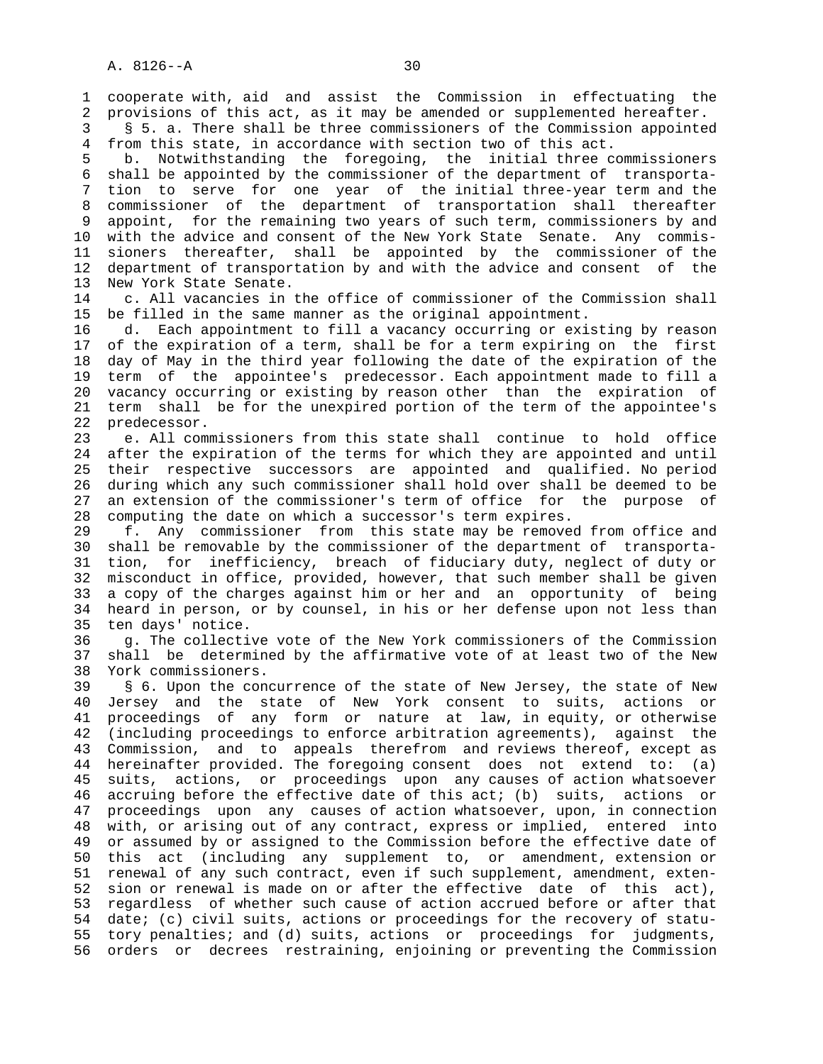cooperate with, aid and assist the Commission in effectuating the provisions of this act, as it may be amended or supplemented hereafter.

§ 5. a. There shall be three commissioners of the Commission appointed from this state, in accordance with section two of this act.

b. Notwithstanding the foregoing, the initial three commissioners shall be appointed by the commissioner of the department of transportation to serve for one year of the initial three-year term and the commissioner of the department of transportation shall thereafter appoint, for the remaining two years of such term, commissioners by and with the advice and consent of the New York State Senate. Any commissioners thereafter, shall be appointed by the commissioner of the department of transportation by and with the advice and consent of the New York State Senate.

c. All vacancies in the office of commissioner of the Commission shall be filled in the same manner as the original appointment.

d. Each appointment to fill a vacancy occurring or existing by reason of the expiration of a term, shall be for a term expiring on the first day of May in the third year following the date of the expiration of the term of the appointee's predecessor. Each appointment made to fill a vacancy occurring or existing by reason other than the expiration of term shall be for the unexpired portion of the term of the appointee's predecessor.

e. All commissioners from this state shall continue to hold office after the expiration of the terms for which they are appointed and until their respective successors are appointed and qualified. No period during which any such commissioner shall hold over shall be deemed to be an extension of the commissioner's term of office for the purpose of computing the date on which a successor's term expires.

f. Any commissioner from this state may be removed from office and shall be removable by the commissioner of the department of transportation, for inefficiency, breach of fiduciary duty, neglect of duty or misconduct in office, provided, however, that such member shall be given a copy of the charges against him or her and an opportunity of being heard in person, or by counsel, in his or her defense upon not less than ten days' notice.

g. The collective vote of the New York commissioners of the Commission shall be determined by the affirmative vote of at least two of the New York commissioners.

§ 6. Upon the concurrence of the state of New Jersey, the state of New Jersey and the state of New York consent to suits, actions or proceedings of any form or nature at law, in equity, or otherwise (including proceedings to enforce arbitration agreements), against the Commission, and to appeals therefrom and reviews thereof, except as hereinafter provided. The foregoing consent does not extend to: (a) suits, actions, or proceedings upon any causes of action whatsoever accruing before the effective date of this act; (b) suits, actions or proceedings upon any causes of action whatsoever, upon, in connection with, or arising out of any contract, express or implied, entered into or assumed by or assigned to the Commission before the effective date of this act (including any supplement to, or amendment, extension or renewal of any such contract, even if such supplement, amendment, extension or renewal is made on or after the effective date of this act), regardless of whether such cause of action accrued before or after that date; (c) civil suits, actions or proceedings for the recovery of statutory penalties; and (d) suits, actions or proceedings for judgments, orders or decrees restraining, enjoining or preventing the Commission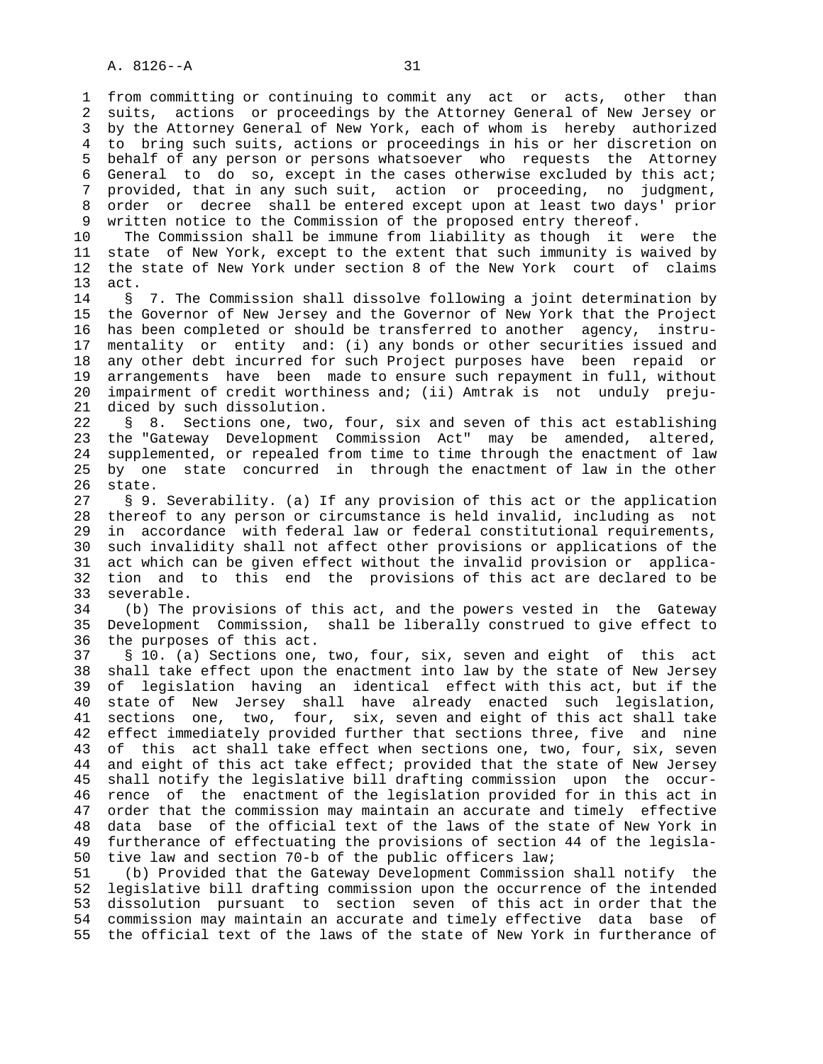from committing or continuing to commit any act or acts, other than suits, actions or proceedings by the Attorney General of New Jersey or by the Attorney General of New York, each of whom is hereby authorized to bring such suits, actions or proceedings in his or her discretion on behalf of any person or persons whatsoever who requests the Attorney General to do so, except in the cases otherwise excluded by this act; provided, that in any such suit, action or proceeding, no judgment, order or decree shall be entered except upon at least two days' prior written notice to the Commission of the proposed entry thereof.

The Commission shall be immune from liability as though it were the state of New York, except to the extent that such immunity is waived by the state of New York under section 8 of the New York court of claims act.

§ 7. The Commission shall dissolve following a joint determination by the Governor of New Jersey and the Governor of New York that the Project has been completed or should be transferred to another agency, instrumentality or entity and: (i) any bonds or other securities issued and any other debt incurred for such Project purposes have been repaid or arrangements have been made to ensure such repayment in full, without impairment of credit worthiness and; (ii) Amtrak is not unduly prejudiced by such dissolution.

§ 8. Sections one, two, four, six and seven of this act establishing the "Gateway Development Commission Act" may be amended, altered, supplemented, or repealed from time to time through the enactment of law by one state concurred in through the enactment of law in the other state.

§ 9. Severability. (a) If any provision of this act or the application thereof to any person or circumstance is held invalid, including as not in accordance with federal law or federal constitutional requirements, such invalidity shall not affect other provisions or applications of the act which can be given effect without the invalid provision or application and to this end the provisions of this act are declared to be severable.

(b) The provisions of this act, and the powers vested in the Gateway Development Commission, shall be liberally construed to give effect to the purposes of this act.

§ 10. (a) Sections one, two, four, six, seven and eight of this act shall take effect upon the enactment into law by the state of New Jersey of legislation having an identical effect with this act, but if the state of New Jersey shall have already enacted such legislation, sections one, two, four, six, seven and eight of this act shall take effect immediately provided further that sections three, five and nine of this act shall take effect when sections one, two, four, six, seven and eight of this act take effect; provided that the state of New Jersey shall notify the legislative bill drafting commission upon the occurrence of the enactment of the legislation provided for in this act in order that the commission may maintain an accurate and timely effective data base of the official text of the laws of the state of New York in furtherance of effectuating the provisions of section 44 of the legislative law and section 70-b of the public officers law;

(b) Provided that the Gateway Development Commission shall notify the legislative bill drafting commission upon the occurrence of the intended dissolution pursuant to section seven of this act in order that the commission may maintain an accurate and timely effective data base of the official text of the laws of the state of New York in furtherance of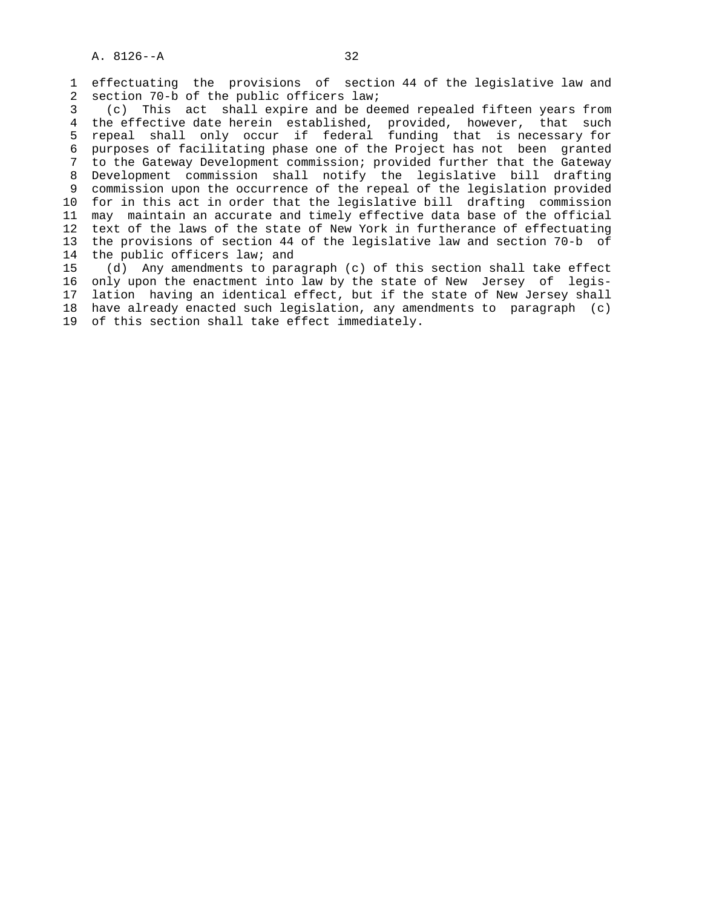effectuating the provisions of section 44 of the legislative law and section 70-b of the public officers law;

(c) This act shall expire and be deemed repealed fifteen years from the effective date herein established, provided, however, that such repeal shall only occur if federal funding that is necessary for purposes of facilitating phase one of the Project has not been granted to the Gateway Development commission; provided further that the Gateway Development commission shall notify the legislative bill drafting commission upon the occurrence of the repeal of the legislation provided for in this act in order that the legislative bill drafting commission may maintain an accurate and timely effective data base of the official text of the laws of the state of New York in furtherance of effectuating the provisions of section 44 of the legislative law and section 70-b of the public officers law; and

(d) Any amendments to paragraph (c) of this section shall take effect only upon the enactment into law by the state of New Jersey of legislation having an identical effect, but if the state of New Jersey shall have already enacted such legislation, any amendments to paragraph (c) of this section shall take effect immediately.